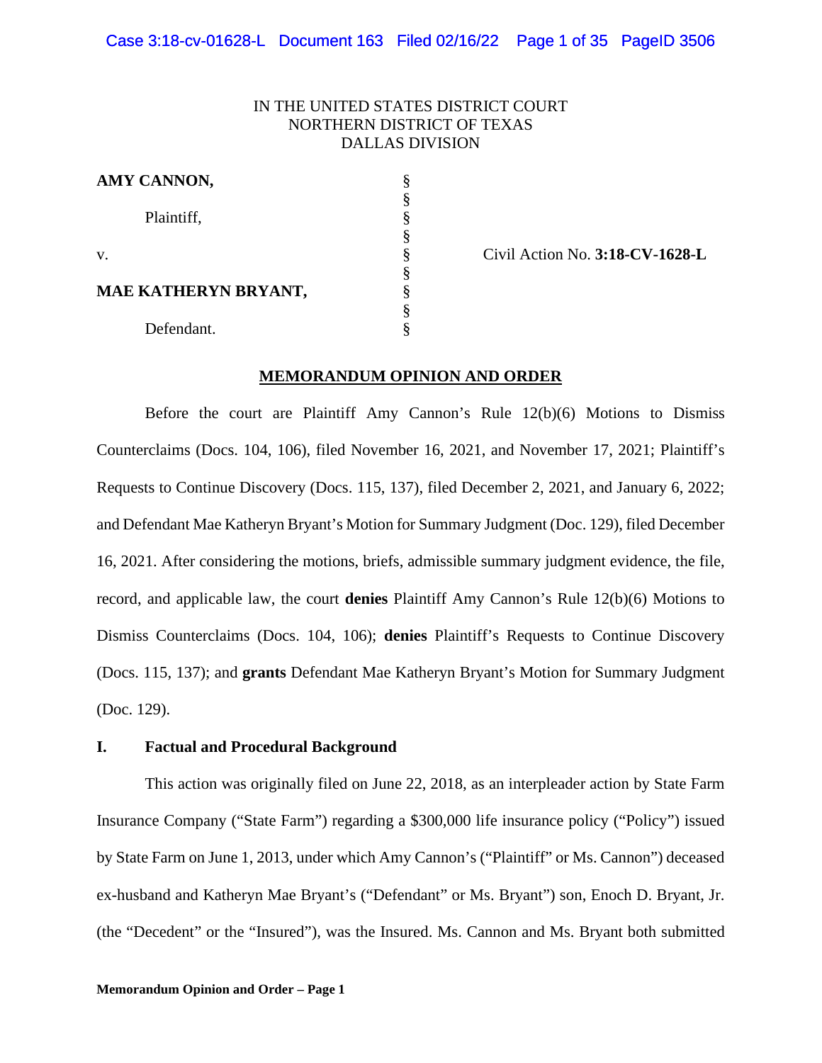IN THE UNITED STATES DISTRICT COURT
NORTHERN DISTRICT OF TEXAS
DALLAS DIVISION

| | | |
|---|---|---|
| **AMY CANNON,** | § | |
| | § | |
| Plaintiff, | § | |
| | § | |
| v. | § | Civil Action No. **3:18-CV-1628-L** |
| | § | |
| **MAE KATHERYN BRYANT,** | § | |
| | § | |
| Defendant. | § | |

**MEMORANDUM OPINION AND ORDER**

Before the court are Plaintiff Amy Cannon's Rule 12(b)(6) Motions to Dismiss Counterclaims (Docs. 104, 106), filed November 16, 2021, and November 17, 2021; Plaintiff's Requests to Continue Discovery (Docs. 115, 137), filed December 2, 2021, and January 6, 2022; and Defendant Mae Katheryn Bryant's Motion for Summary Judgment (Doc. 129), filed December 16, 2021. After considering the motions, briefs, admissible summary judgment evidence, the file, record, and applicable law, the court **denies** Plaintiff Amy Cannon's Rule 12(b)(6) Motions to Dismiss Counterclaims (Docs. 104, 106); **denies** Plaintiff's Requests to Continue Discovery (Docs. 115, 137); and **grants** Defendant Mae Katheryn Bryant's Motion for Summary Judgment (Doc. 129).

## I. Factual and Procedural Background

This action was originally filed on June 22, 2018, as an interpleader action by State Farm Insurance Company ("State Farm") regarding a $300,000 life insurance policy ("Policy") issued by State Farm on June 1, 2013, under which Amy Cannon's ("Plaintiff" or Ms. Cannon") deceased ex-husband and Katheryn Mae Bryant's ("Defendant" or Ms. Bryant") son, Enoch D. Bryant, Jr. (the "Decedent" or the "Insured"), was the Insured. Ms. Cannon and Ms. Bryant both submitted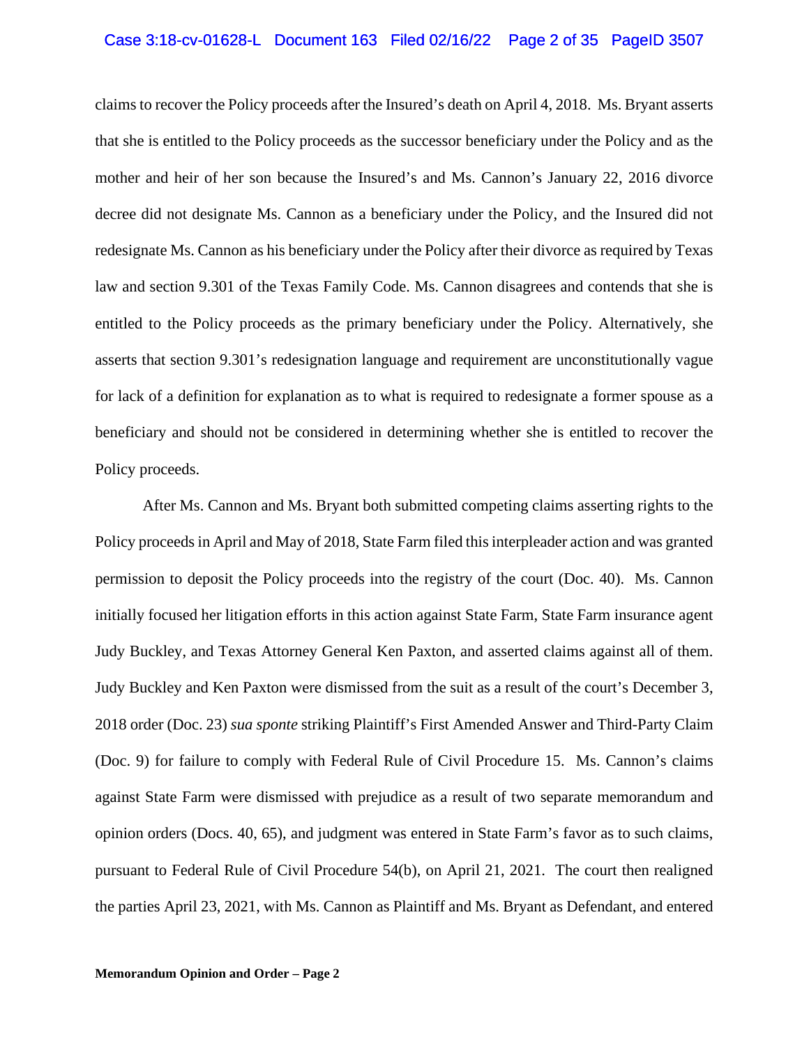claims to recover the Policy proceeds after the Insured's death on April 4, 2018. Ms. Bryant asserts that she is entitled to the Policy proceeds as the successor beneficiary under the Policy and as the mother and heir of her son because the Insured's and Ms. Cannon's January 22, 2016 divorce decree did not designate Ms. Cannon as a beneficiary under the Policy, and the Insured did not redesignate Ms. Cannon as his beneficiary under the Policy after their divorce as required by Texas law and section 9.301 of the Texas Family Code. Ms. Cannon disagrees and contends that she is entitled to the Policy proceeds as the primary beneficiary under the Policy. Alternatively, she asserts that section 9.301's redesignation language and requirement are unconstitutionally vague for lack of a definition for explanation as to what is required to redesignate a former spouse as a beneficiary and should not be considered in determining whether she is entitled to recover the Policy proceeds.

After Ms. Cannon and Ms. Bryant both submitted competing claims asserting rights to the Policy proceeds in April and May of 2018, State Farm filed this interpleader action and was granted permission to deposit the Policy proceeds into the registry of the court (Doc. 40). Ms. Cannon initially focused her litigation efforts in this action against State Farm, State Farm insurance agent Judy Buckley, and Texas Attorney General Ken Paxton, and asserted claims against all of them. Judy Buckley and Ken Paxton were dismissed from the suit as a result of the court's December 3, 2018 order (Doc. 23) *sua sponte* striking Plaintiff's First Amended Answer and Third-Party Claim (Doc. 9) for failure to comply with Federal Rule of Civil Procedure 15. Ms. Cannon's claims against State Farm were dismissed with prejudice as a result of two separate memorandum and opinion orders (Docs. 40, 65), and judgment was entered in State Farm's favor as to such claims, pursuant to Federal Rule of Civil Procedure 54(b), on April 21, 2021. The court then realigned the parties April 23, 2021, with Ms. Cannon as Plaintiff and Ms. Bryant as Defendant, and entered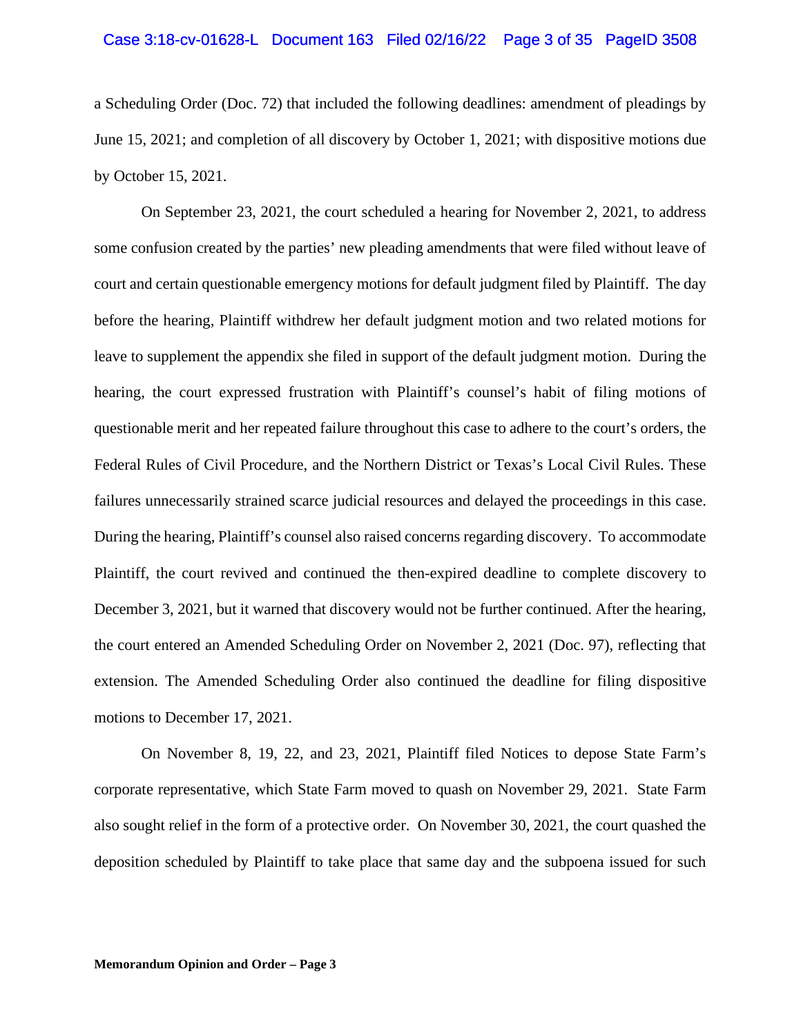a Scheduling Order (Doc. 72) that included the following deadlines: amendment of pleadings by June 15, 2021; and completion of all discovery by October 1, 2021; with dispositive motions due by October 15, 2021.

On September 23, 2021, the court scheduled a hearing for November 2, 2021, to address some confusion created by the parties' new pleading amendments that were filed without leave of court and certain questionable emergency motions for default judgment filed by Plaintiff. The day before the hearing, Plaintiff withdrew her default judgment motion and two related motions for leave to supplement the appendix she filed in support of the default judgment motion. During the hearing, the court expressed frustration with Plaintiff's counsel's habit of filing motions of questionable merit and her repeated failure throughout this case to adhere to the court's orders, the Federal Rules of Civil Procedure, and the Northern District or Texas's Local Civil Rules. These failures unnecessarily strained scarce judicial resources and delayed the proceedings in this case. During the hearing, Plaintiff's counsel also raised concerns regarding discovery. To accommodate Plaintiff, the court revived and continued the then-expired deadline to complete discovery to December 3, 2021, but it warned that discovery would not be further continued. After the hearing, the court entered an Amended Scheduling Order on November 2, 2021 (Doc. 97), reflecting that extension. The Amended Scheduling Order also continued the deadline for filing dispositive motions to December 17, 2021.

On November 8, 19, 22, and 23, 2021, Plaintiff filed Notices to depose State Farm's corporate representative, which State Farm moved to quash on November 29, 2021. State Farm also sought relief in the form of a protective order. On November 30, 2021, the court quashed the deposition scheduled by Plaintiff to take place that same day and the subpoena issued for such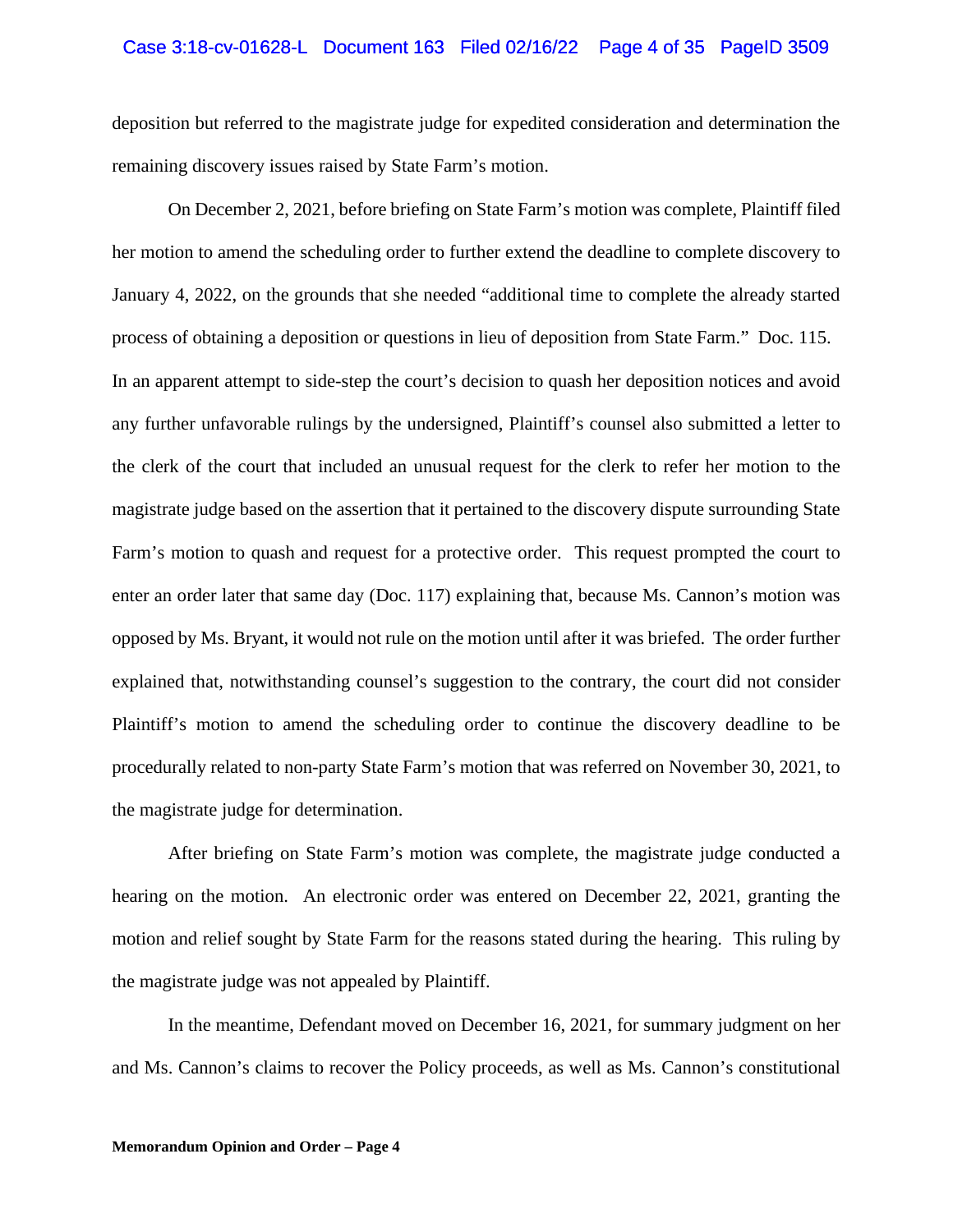deposition but referred to the magistrate judge for expedited consideration and determination the remaining discovery issues raised by State Farm's motion.

On December 2, 2021, before briefing on State Farm's motion was complete, Plaintiff filed her motion to amend the scheduling order to further extend the deadline to complete discovery to January 4, 2022, on the grounds that she needed "additional time to complete the already started process of obtaining a deposition or questions in lieu of deposition from State Farm." Doc. 115. In an apparent attempt to side-step the court's decision to quash her deposition notices and avoid any further unfavorable rulings by the undersigned, Plaintiff's counsel also submitted a letter to the clerk of the court that included an unusual request for the clerk to refer her motion to the magistrate judge based on the assertion that it pertained to the discovery dispute surrounding State Farm's motion to quash and request for a protective order. This request prompted the court to enter an order later that same day (Doc. 117) explaining that, because Ms. Cannon's motion was opposed by Ms. Bryant, it would not rule on the motion until after it was briefed. The order further explained that, notwithstanding counsel's suggestion to the contrary, the court did not consider Plaintiff's motion to amend the scheduling order to continue the discovery deadline to be procedurally related to non-party State Farm's motion that was referred on November 30, 2021, to the magistrate judge for determination.

After briefing on State Farm's motion was complete, the magistrate judge conducted a hearing on the motion. An electronic order was entered on December 22, 2021, granting the motion and relief sought by State Farm for the reasons stated during the hearing. This ruling by the magistrate judge was not appealed by Plaintiff.

In the meantime, Defendant moved on December 16, 2021, for summary judgment on her and Ms. Cannon's claims to recover the Policy proceeds, as well as Ms. Cannon's constitutional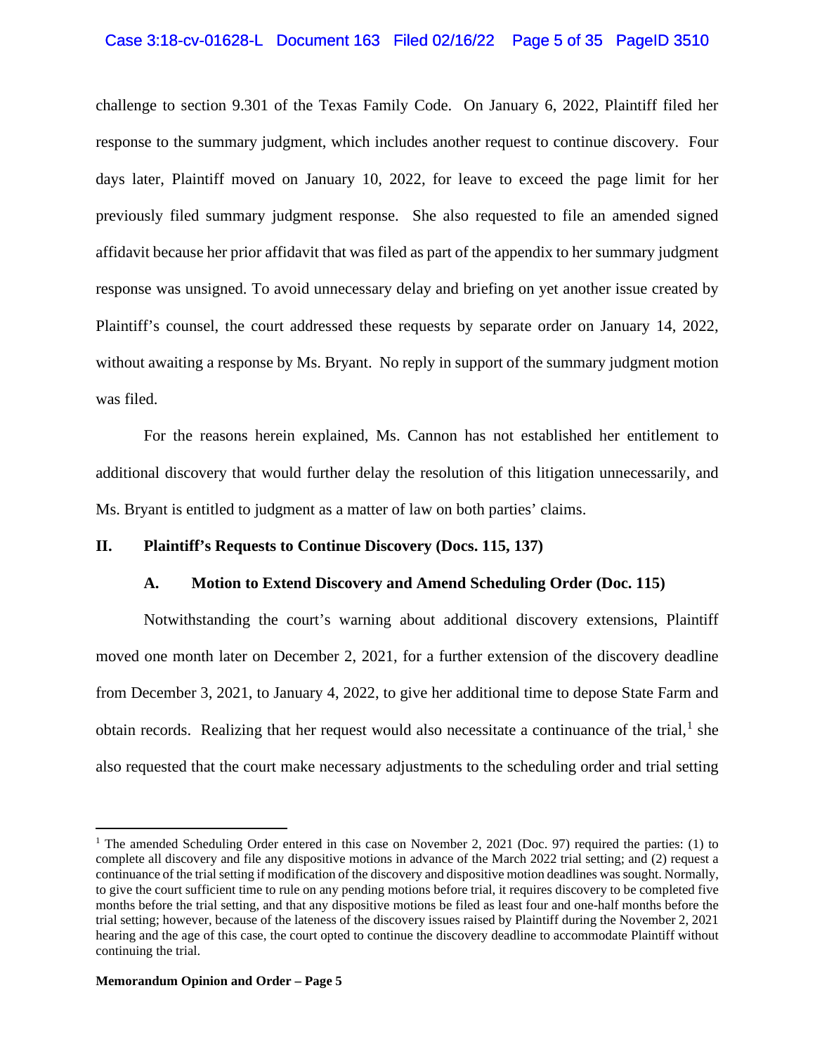challenge to section 9.301 of the Texas Family Code. On January 6, 2022, Plaintiff filed her response to the summary judgment, which includes another request to continue discovery. Four days later, Plaintiff moved on January 10, 2022, for leave to exceed the page limit for her previously filed summary judgment response. She also requested to file an amended signed affidavit because her prior affidavit that was filed as part of the appendix to her summary judgment response was unsigned. To avoid unnecessary delay and briefing on yet another issue created by Plaintiff's counsel, the court addressed these requests by separate order on January 14, 2022, without awaiting a response by Ms. Bryant. No reply in support of the summary judgment motion was filed.

For the reasons herein explained, Ms. Cannon has not established her entitlement to additional discovery that would further delay the resolution of this litigation unnecessarily, and Ms. Bryant is entitled to judgment as a matter of law on both parties' claims.

## II. Plaintiff's Requests to Continue Discovery (Docs. 115, 137)

### A. Motion to Extend Discovery and Amend Scheduling Order (Doc. 115)

Notwithstanding the court's warning about additional discovery extensions, Plaintiff moved one month later on December 2, 2021, for a further extension of the discovery deadline from December 3, 2021, to January 4, 2022, to give her additional time to depose State Farm and obtain records. Realizing that her request would also necessitate a continuance of the trial,[1] she also requested that the court make necessary adjustments to the scheduling order and trial setting

[1] The amended Scheduling Order entered in this case on November 2, 2021 (Doc. 97) required the parties: (1) to complete all discovery and file any dispositive motions in advance of the March 2022 trial setting; and (2) request a continuance of the trial setting if modification of the discovery and dispositive motion deadlines was sought. Normally, to give the court sufficient time to rule on any pending motions before trial, it requires discovery to be completed five months before the trial setting, and that any dispositive motions be filed as least four and one-half months before the trial setting; however, because of the lateness of the discovery issues raised by Plaintiff during the November 2, 2021 hearing and the age of this case, the court opted to continue the discovery deadline to accommodate Plaintiff without continuing the trial.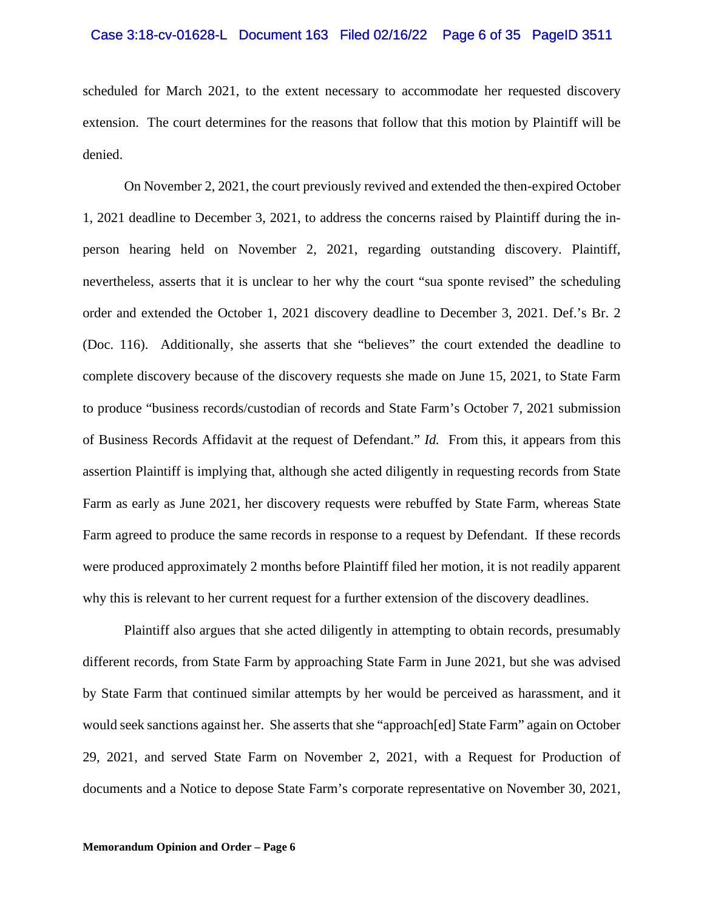scheduled for March 2021, to the extent necessary to accommodate her requested discovery extension. The court determines for the reasons that follow that this motion by Plaintiff will be denied.

On November 2, 2021, the court previously revived and extended the then-expired October 1, 2021 deadline to December 3, 2021, to address the concerns raised by Plaintiff during the in-person hearing held on November 2, 2021, regarding outstanding discovery. Plaintiff, nevertheless, asserts that it is unclear to her why the court "sua sponte revised" the scheduling order and extended the October 1, 2021 discovery deadline to December 3, 2021. Def.'s Br. 2 (Doc. 116). Additionally, she asserts that she "believes" the court extended the deadline to complete discovery because of the discovery requests she made on June 15, 2021, to State Farm to produce "business records/custodian of records and State Farm's October 7, 2021 submission of Business Records Affidavit at the request of Defendant." *Id.* From this, it appears from this assertion Plaintiff is implying that, although she acted diligently in requesting records from State Farm as early as June 2021, her discovery requests were rebuffed by State Farm, whereas State Farm agreed to produce the same records in response to a request by Defendant. If these records were produced approximately 2 months before Plaintiff filed her motion, it is not readily apparent why this is relevant to her current request for a further extension of the discovery deadlines.

Plaintiff also argues that she acted diligently in attempting to obtain records, presumably different records, from State Farm by approaching State Farm in June 2021, but she was advised by State Farm that continued similar attempts by her would be perceived as harassment, and it would seek sanctions against her. She asserts that she "approach[ed] State Farm" again on October 29, 2021, and served State Farm on November 2, 2021, with a Request for Production of documents and a Notice to depose State Farm's corporate representative on November 30, 2021,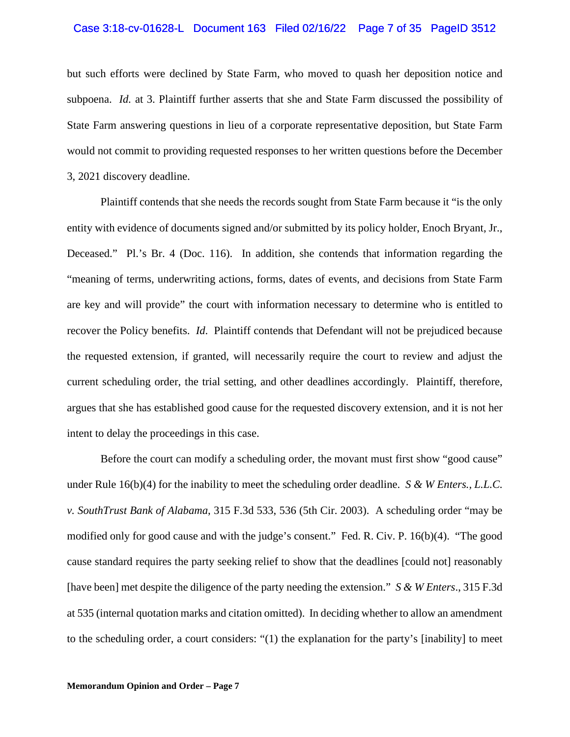but such efforts were declined by State Farm, who moved to quash her deposition notice and subpoena. *Id.* at 3. Plaintiff further asserts that she and State Farm discussed the possibility of State Farm answering questions in lieu of a corporate representative deposition, but State Farm would not commit to providing requested responses to her written questions before the December 3, 2021 discovery deadline.

Plaintiff contends that she needs the records sought from State Farm because it "is the only entity with evidence of documents signed and/or submitted by its policy holder, Enoch Bryant, Jr., Deceased." Pl.'s Br. 4 (Doc. 116). In addition, she contends that information regarding the "meaning of terms, underwriting actions, forms, dates of events, and decisions from State Farm are key and will provide" the court with information necessary to determine who is entitled to recover the Policy benefits. *Id*. Plaintiff contends that Defendant will not be prejudiced because the requested extension, if granted, will necessarily require the court to review and adjust the current scheduling order, the trial setting, and other deadlines accordingly. Plaintiff, therefore, argues that she has established good cause for the requested discovery extension, and it is not her intent to delay the proceedings in this case.

Before the court can modify a scheduling order, the movant must first show "good cause" under Rule 16(b)(4) for the inability to meet the scheduling order deadline. *S & W Enters., L.L.C. v. SouthTrust Bank of Alabama*, 315 F.3d 533, 536 (5th Cir. 2003). A scheduling order "may be modified only for good cause and with the judge's consent." Fed. R. Civ. P. 16(b)(4). "The good cause standard requires the party seeking relief to show that the deadlines [could not] reasonably [have been] met despite the diligence of the party needing the extension." *S & W Enters*., 315 F.3d at 535 (internal quotation marks and citation omitted). In deciding whether to allow an amendment to the scheduling order, a court considers: "(1) the explanation for the party's [inability] to meet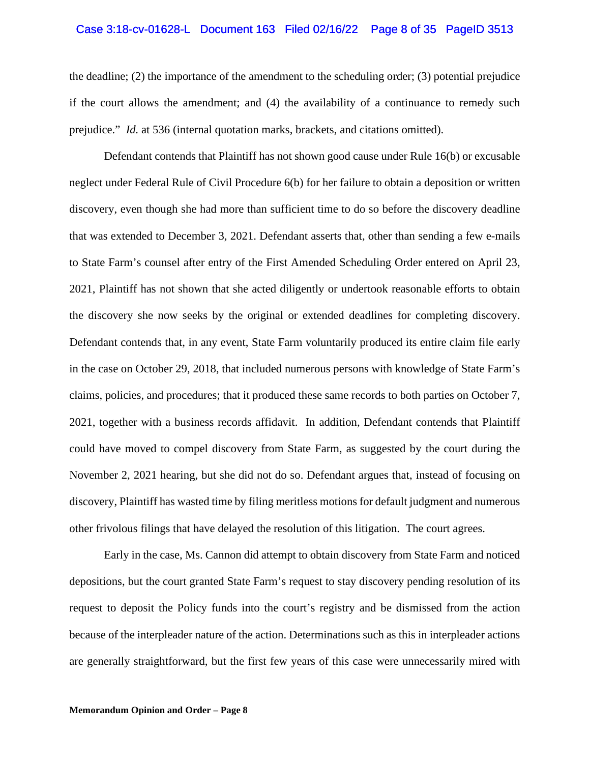the deadline; (2) the importance of the amendment to the scheduling order; (3) potential prejudice if the court allows the amendment; and (4) the availability of a continuance to remedy such prejudice." *Id.* at 536 (internal quotation marks, brackets, and citations omitted).

Defendant contends that Plaintiff has not shown good cause under Rule 16(b) or excusable neglect under Federal Rule of Civil Procedure 6(b) for her failure to obtain a deposition or written discovery, even though she had more than sufficient time to do so before the discovery deadline that was extended to December 3, 2021. Defendant asserts that, other than sending a few e-mails to State Farm's counsel after entry of the First Amended Scheduling Order entered on April 23, 2021, Plaintiff has not shown that she acted diligently or undertook reasonable efforts to obtain the discovery she now seeks by the original or extended deadlines for completing discovery. Defendant contends that, in any event, State Farm voluntarily produced its entire claim file early in the case on October 29, 2018, that included numerous persons with knowledge of State Farm's claims, policies, and procedures; that it produced these same records to both parties on October 7, 2021, together with a business records affidavit. In addition, Defendant contends that Plaintiff could have moved to compel discovery from State Farm, as suggested by the court during the November 2, 2021 hearing, but she did not do so. Defendant argues that, instead of focusing on discovery, Plaintiff has wasted time by filing meritless motions for default judgment and numerous other frivolous filings that have delayed the resolution of this litigation. The court agrees.

Early in the case, Ms. Cannon did attempt to obtain discovery from State Farm and noticed depositions, but the court granted State Farm's request to stay discovery pending resolution of its request to deposit the Policy funds into the court's registry and be dismissed from the action because of the interpleader nature of the action. Determinations such as this in interpleader actions are generally straightforward, but the first few years of this case were unnecessarily mired with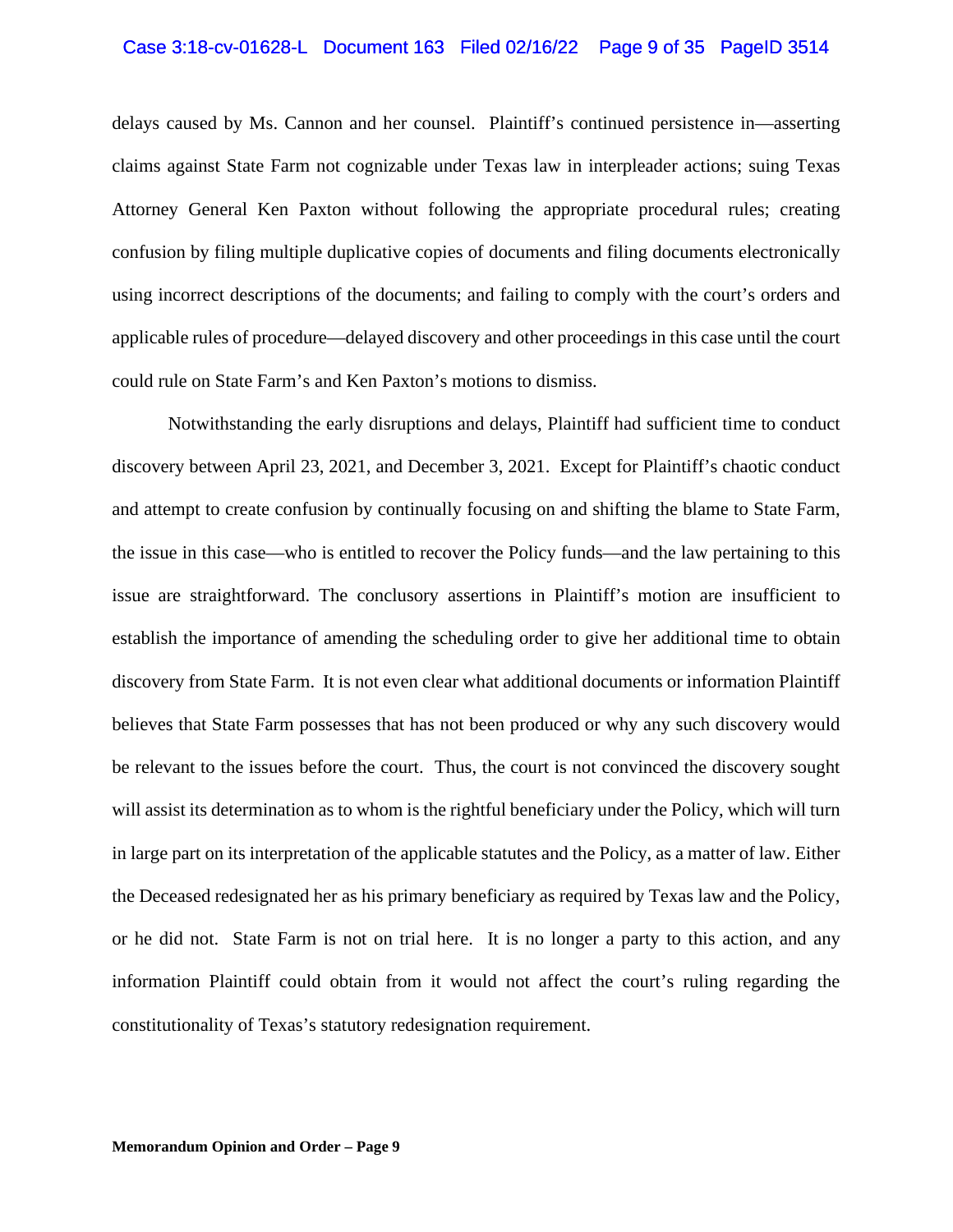delays caused by Ms. Cannon and her counsel. Plaintiff's continued persistence in—asserting claims against State Farm not cognizable under Texas law in interpleader actions; suing Texas Attorney General Ken Paxton without following the appropriate procedural rules; creating confusion by filing multiple duplicative copies of documents and filing documents electronically using incorrect descriptions of the documents; and failing to comply with the court's orders and applicable rules of procedure—delayed discovery and other proceedings in this case until the court could rule on State Farm's and Ken Paxton's motions to dismiss.

Notwithstanding the early disruptions and delays, Plaintiff had sufficient time to conduct discovery between April 23, 2021, and December 3, 2021. Except for Plaintiff's chaotic conduct and attempt to create confusion by continually focusing on and shifting the blame to State Farm, the issue in this case—who is entitled to recover the Policy funds—and the law pertaining to this issue are straightforward. The conclusory assertions in Plaintiff's motion are insufficient to establish the importance of amending the scheduling order to give her additional time to obtain discovery from State Farm. It is not even clear what additional documents or information Plaintiff believes that State Farm possesses that has not been produced or why any such discovery would be relevant to the issues before the court. Thus, the court is not convinced the discovery sought will assist its determination as to whom is the rightful beneficiary under the Policy, which will turn in large part on its interpretation of the applicable statutes and the Policy, as a matter of law. Either the Deceased redesignated her as his primary beneficiary as required by Texas law and the Policy, or he did not. State Farm is not on trial here. It is no longer a party to this action, and any information Plaintiff could obtain from it would not affect the court's ruling regarding the constitutionality of Texas's statutory redesignation requirement.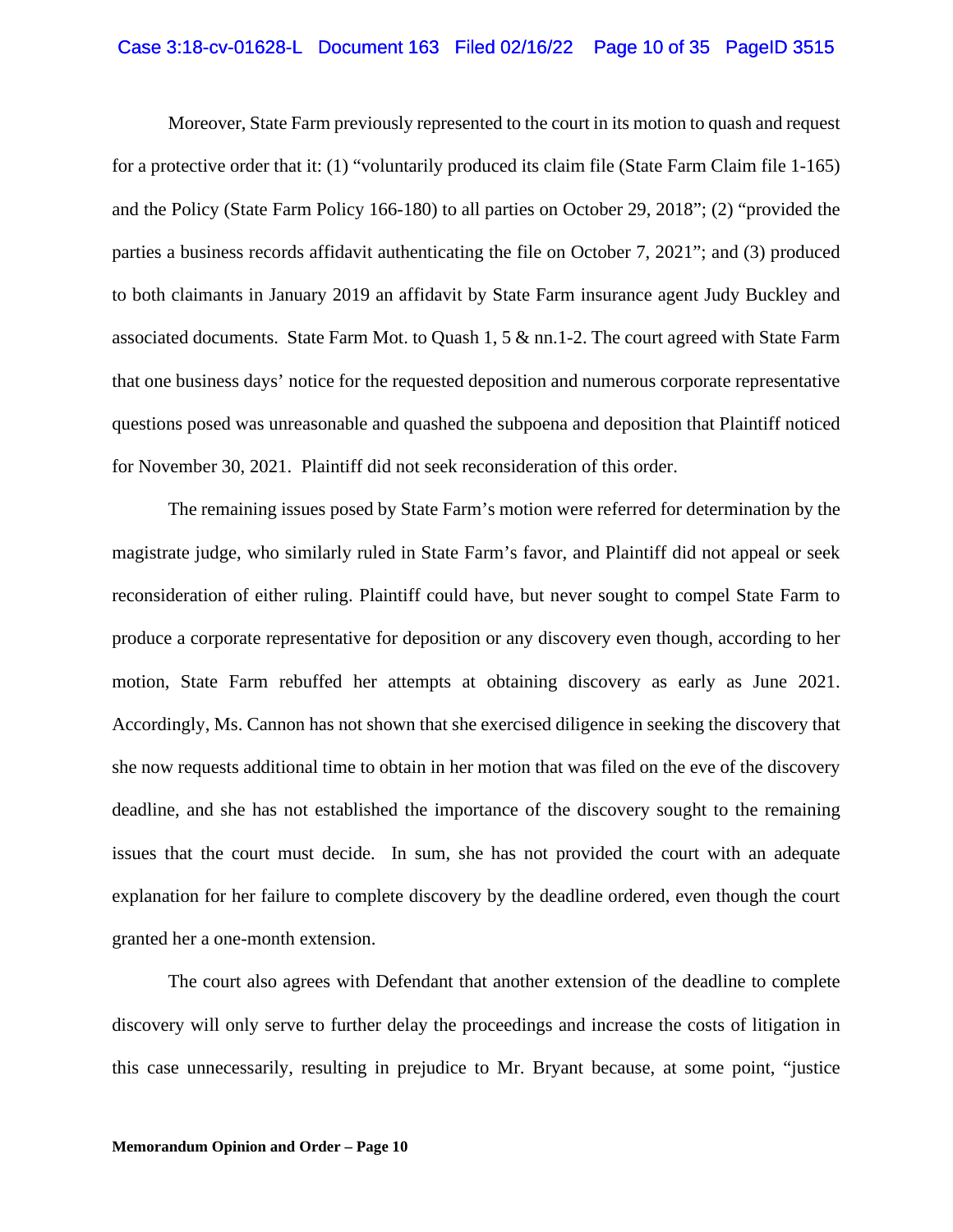Moreover, State Farm previously represented to the court in its motion to quash and request for a protective order that it: (1) "voluntarily produced its claim file (State Farm Claim file 1-165) and the Policy (State Farm Policy 166-180) to all parties on October 29, 2018"; (2) "provided the parties a business records affidavit authenticating the file on October 7, 2021"; and (3) produced to both claimants in January 2019 an affidavit by State Farm insurance agent Judy Buckley and associated documents. State Farm Mot. to Quash 1, 5 & nn.1-2. The court agreed with State Farm that one business days' notice for the requested deposition and numerous corporate representative questions posed was unreasonable and quashed the subpoena and deposition that Plaintiff noticed for November 30, 2021. Plaintiff did not seek reconsideration of this order.

The remaining issues posed by State Farm's motion were referred for determination by the magistrate judge, who similarly ruled in State Farm's favor, and Plaintiff did not appeal or seek reconsideration of either ruling. Plaintiff could have, but never sought to compel State Farm to produce a corporate representative for deposition or any discovery even though, according to her motion, State Farm rebuffed her attempts at obtaining discovery as early as June 2021. Accordingly, Ms. Cannon has not shown that she exercised diligence in seeking the discovery that she now requests additional time to obtain in her motion that was filed on the eve of the discovery deadline, and she has not established the importance of the discovery sought to the remaining issues that the court must decide. In sum, she has not provided the court with an adequate explanation for her failure to complete discovery by the deadline ordered, even though the court granted her a one-month extension.

The court also agrees with Defendant that another extension of the deadline to complete discovery will only serve to further delay the proceedings and increase the costs of litigation in this case unnecessarily, resulting in prejudice to Mr. Bryant because, at some point, "justice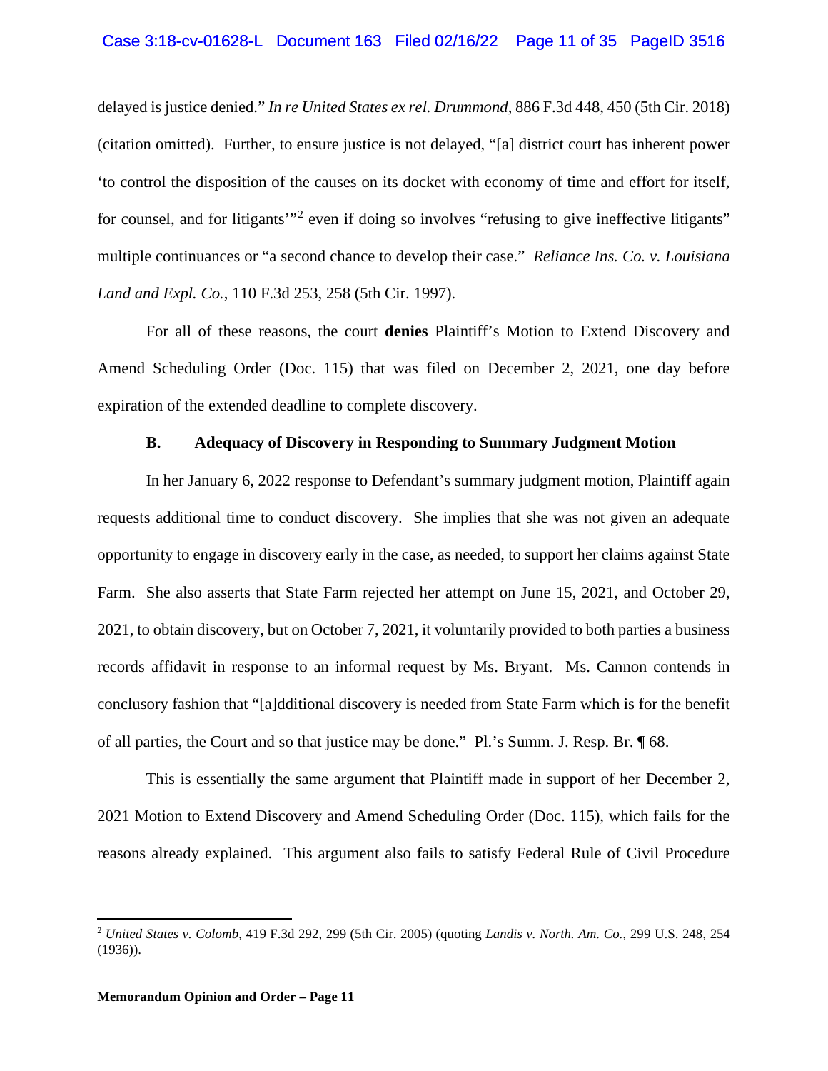delayed is justice denied." *In re United States ex rel. Drummond*, 886 F.3d 448, 450 (5th Cir. 2018) (citation omitted). Further, to ensure justice is not delayed, "[a] district court has inherent power 'to control the disposition of the causes on its docket with economy of time and effort for itself, for counsel, and for litigants'"[2] even if doing so involves "refusing to give ineffective litigants" multiple continuances or "a second chance to develop their case." *Reliance Ins. Co. v. Louisiana Land and Expl. Co.*, 110 F.3d 253, 258 (5th Cir. 1997).

For all of these reasons, the court **denies** Plaintiff's Motion to Extend Discovery and Amend Scheduling Order (Doc. 115) that was filed on December 2, 2021, one day before expiration of the extended deadline to complete discovery.

### B. Adequacy of Discovery in Responding to Summary Judgment Motion

In her January 6, 2022 response to Defendant's summary judgment motion, Plaintiff again requests additional time to conduct discovery. She implies that she was not given an adequate opportunity to engage in discovery early in the case, as needed, to support her claims against State Farm. She also asserts that State Farm rejected her attempt on June 15, 2021, and October 29, 2021, to obtain discovery, but on October 7, 2021, it voluntarily provided to both parties a business records affidavit in response to an informal request by Ms. Bryant. Ms. Cannon contends in conclusory fashion that "[a]dditional discovery is needed from State Farm which is for the benefit of all parties, the Court and so that justice may be done." Pl.'s Summ. J. Resp. Br. ¶ 68.

This is essentially the same argument that Plaintiff made in support of her December 2, 2021 Motion to Extend Discovery and Amend Scheduling Order (Doc. 115), which fails for the reasons already explained. This argument also fails to satisfy Federal Rule of Civil Procedure

---

[2] *United States v. Colomb*, 419 F.3d 292, 299 (5th Cir. 2005) (quoting *Landis v. North. Am. Co.*, 299 U.S. 248, 254 (1936)).

**Memorandum Opinion and Order – Page 11**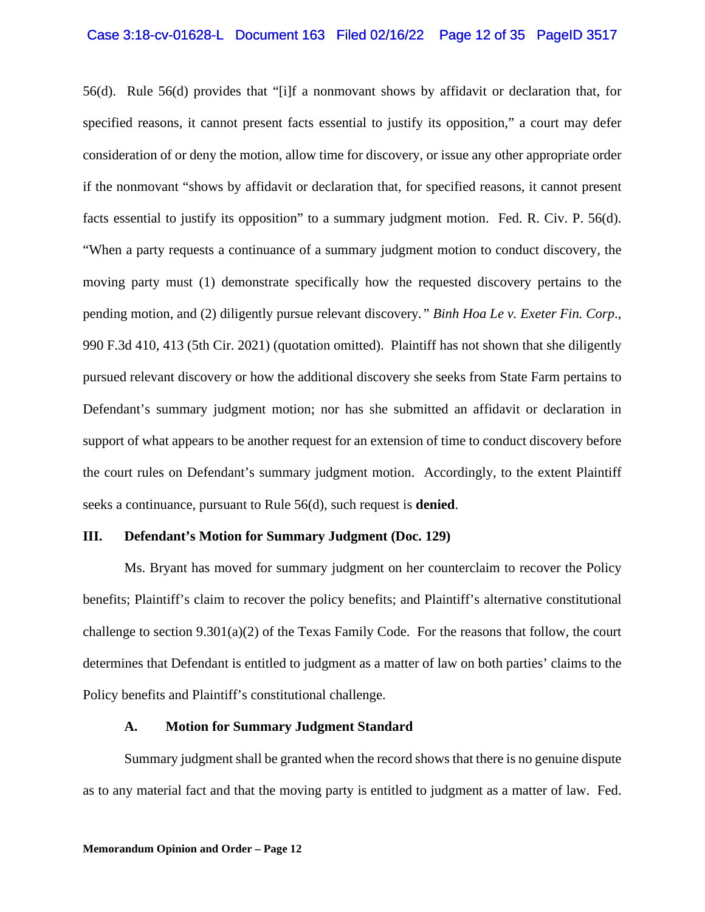56(d). Rule 56(d) provides that "[i]f a nonmovant shows by affidavit or declaration that, for specified reasons, it cannot present facts essential to justify its opposition," a court may defer consideration of or deny the motion, allow time for discovery, or issue any other appropriate order if the nonmovant "shows by affidavit or declaration that, for specified reasons, it cannot present facts essential to justify its opposition" to a summary judgment motion. Fed. R. Civ. P. 56(d). "When a party requests a continuance of a summary judgment motion to conduct discovery, the moving party must (1) demonstrate specifically how the requested discovery pertains to the pending motion, and (2) diligently pursue relevant discovery." *Binh Hoa Le v. Exeter Fin. Corp.*, 990 F.3d 410, 413 (5th Cir. 2021) (quotation omitted). Plaintiff has not shown that she diligently pursued relevant discovery or how the additional discovery she seeks from State Farm pertains to Defendant's summary judgment motion; nor has she submitted an affidavit or declaration in support of what appears to be another request for an extension of time to conduct discovery before the court rules on Defendant's summary judgment motion. Accordingly, to the extent Plaintiff seeks a continuance, pursuant to Rule 56(d), such request is **denied**.

## III. Defendant's Motion for Summary Judgment (Doc. 129)

Ms. Bryant has moved for summary judgment on her counterclaim to recover the Policy benefits; Plaintiff's claim to recover the policy benefits; and Plaintiff's alternative constitutional challenge to section 9.301(a)(2) of the Texas Family Code. For the reasons that follow, the court determines that Defendant is entitled to judgment as a matter of law on both parties' claims to the Policy benefits and Plaintiff's constitutional challenge.

### A. Motion for Summary Judgment Standard

Summary judgment shall be granted when the record shows that there is no genuine dispute as to any material fact and that the moving party is entitled to judgment as a matter of law. Fed.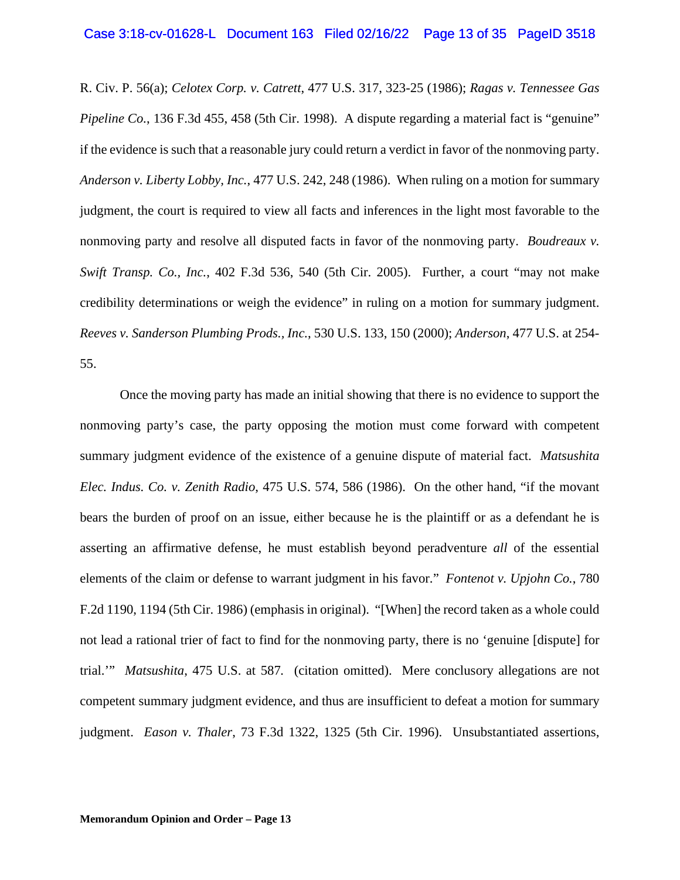R. Civ. P. 56(a); *Celotex Corp. v. Catrett*, 477 U.S. 317, 323-25 (1986); *Ragas v. Tennessee Gas Pipeline Co.*, 136 F.3d 455, 458 (5th Cir. 1998). A dispute regarding a material fact is "genuine" if the evidence is such that a reasonable jury could return a verdict in favor of the nonmoving party. *Anderson v. Liberty Lobby, Inc.*, 477 U.S. 242, 248 (1986). When ruling on a motion for summary judgment, the court is required to view all facts and inferences in the light most favorable to the nonmoving party and resolve all disputed facts in favor of the nonmoving party. *Boudreaux v. Swift Transp. Co., Inc.*, 402 F.3d 536, 540 (5th Cir. 2005). Further, a court "may not make credibility determinations or weigh the evidence" in ruling on a motion for summary judgment. *Reeves v. Sanderson Plumbing Prods., Inc.*, 530 U.S. 133, 150 (2000); *Anderson*, 477 U.S. at 254-55.

Once the moving party has made an initial showing that there is no evidence to support the nonmoving party's case, the party opposing the motion must come forward with competent summary judgment evidence of the existence of a genuine dispute of material fact. *Matsushita Elec. Indus. Co. v. Zenith Radio*, 475 U.S. 574, 586 (1986). On the other hand, "if the movant bears the burden of proof on an issue, either because he is the plaintiff or as a defendant he is asserting an affirmative defense, he must establish beyond peradventure *all* of the essential elements of the claim or defense to warrant judgment in his favor." *Fontenot v. Upjohn Co.*, 780 F.2d 1190, 1194 (5th Cir. 1986) (emphasis in original). "[When] the record taken as a whole could not lead a rational trier of fact to find for the nonmoving party, there is no 'genuine [dispute] for trial.'" *Matsushita*, 475 U.S. at 587. (citation omitted). Mere conclusory allegations are not competent summary judgment evidence, and thus are insufficient to defeat a motion for summary judgment. *Eason v. Thaler*, 73 F.3d 1322, 1325 (5th Cir. 1996). Unsubstantiated assertions,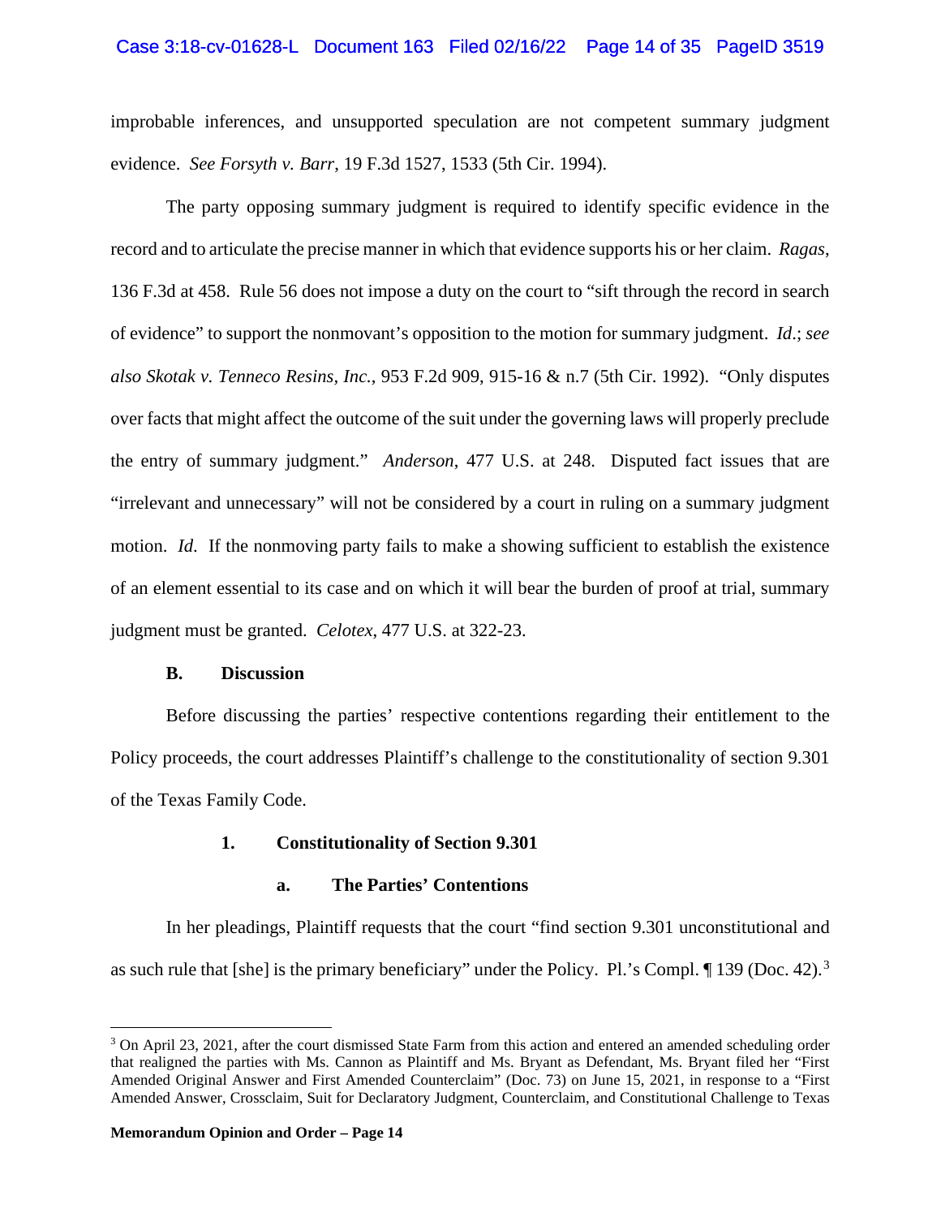improbable inferences, and unsupported speculation are not competent summary judgment evidence. *See Forsyth v. Barr*, 19 F.3d 1527, 1533 (5th Cir. 1994).

The party opposing summary judgment is required to identify specific evidence in the record and to articulate the precise manner in which that evidence supports his or her claim. *Ragas*, 136 F.3d at 458. Rule 56 does not impose a duty on the court to "sift through the record in search of evidence" to support the nonmovant's opposition to the motion for summary judgment. *Id*.; *see also Skotak v. Tenneco Resins, Inc.*, 953 F.2d 909, 915-16 & n.7 (5th Cir. 1992). "Only disputes over facts that might affect the outcome of the suit under the governing laws will properly preclude the entry of summary judgment." *Anderson*, 477 U.S. at 248. Disputed fact issues that are "irrelevant and unnecessary" will not be considered by a court in ruling on a summary judgment motion. *Id*. If the nonmoving party fails to make a showing sufficient to establish the existence of an element essential to its case and on which it will bear the burden of proof at trial, summary judgment must be granted. *Celotex*, 477 U.S. at 322-23.

### B. Discussion

Before discussing the parties' respective contentions regarding their entitlement to the Policy proceeds, the court addresses Plaintiff's challenge to the constitutionality of section 9.301 of the Texas Family Code.

#### 1. Constitutionality of Section 9.301

##### a. The Parties' Contentions

In her pleadings, Plaintiff requests that the court "find section 9.301 unconstitutional and as such rule that [she] is the primary beneficiary" under the Policy. Pl.'s Compl. ¶ 139 (Doc. 42).[3]

---

[3] On April 23, 2021, after the court dismissed State Farm from this action and entered an amended scheduling order that realigned the parties with Ms. Cannon as Plaintiff and Ms. Bryant as Defendant, Ms. Bryant filed her "First Amended Original Answer and First Amended Counterclaim" (Doc. 73) on June 15, 2021, in response to a "First Amended Answer, Crossclaim, Suit for Declaratory Judgment, Counterclaim, and Constitutional Challenge to Texas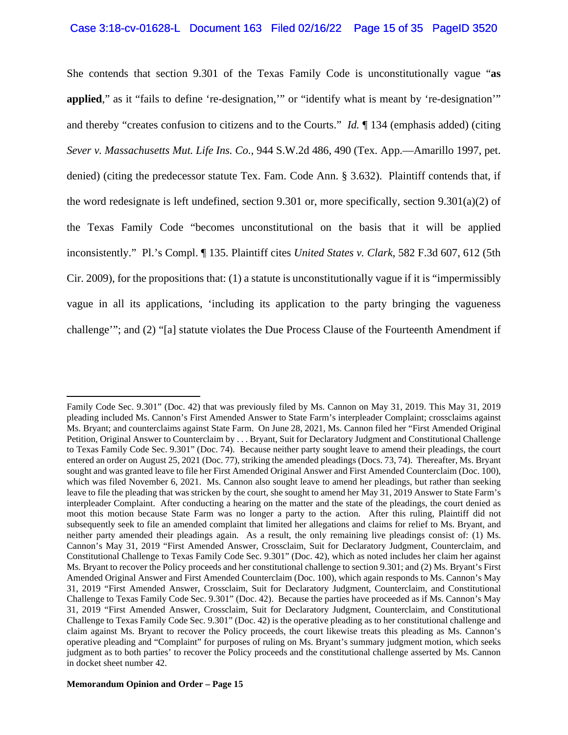She contends that section 9.301 of the Texas Family Code is unconstitutionally vague "**as applied**," as it "fails to define 're-designation,'" or "identify what is meant by 're-designation'" and thereby "creates confusion to citizens and to the Courts." *Id.* ¶ 134 (emphasis added) (citing *Sever v. Massachusetts Mut. Life Ins. Co.*, 944 S.W.2d 486, 490 (Tex. App.—Amarillo 1997, pet. denied) (citing the predecessor statute Tex. Fam. Code Ann. § 3.632). Plaintiff contends that, if the word redesignate is left undefined, section 9.301 or, more specifically, section 9.301(a)(2) of the Texas Family Code "becomes unconstitutional on the basis that it will be applied inconsistently." Pl.'s Compl. ¶ 135. Plaintiff cites *United States v. Clark*, 582 F.3d 607, 612 (5th Cir. 2009), for the propositions that: (1) a statute is unconstitutionally vague if it is "impermissibly vague in all its applications, 'including its application to the party bringing the vagueness challenge'"; and (2) "[a] statute violates the Due Process Clause of the Fourteenth Amendment if

---

Family Code Sec. 9.301" (Doc. 42) that was previously filed by Ms. Cannon on May 31, 2019. This May 31, 2019 pleading included Ms. Cannon's First Amended Answer to State Farm's interpleader Complaint; crossclaims against Ms. Bryant; and counterclaims against State Farm. On June 28, 2021, Ms. Cannon filed her "First Amended Original Petition, Original Answer to Counterclaim by . . . Bryant, Suit for Declaratory Judgment and Constitutional Challenge to Texas Family Code Sec. 9.301" (Doc. 74). Because neither party sought leave to amend their pleadings, the court entered an order on August 25, 2021 (Doc. 77), striking the amended pleadings (Docs. 73, 74). Thereafter, Ms. Bryant sought and was granted leave to file her First Amended Original Answer and First Amended Counterclaim (Doc. 100), which was filed November 6, 2021. Ms. Cannon also sought leave to amend her pleadings, but rather than seeking leave to file the pleading that was stricken by the court, she sought to amend her May 31, 2019 Answer to State Farm's interpleader Complaint. After conducting a hearing on the matter and the state of the pleadings, the court denied as moot this motion because State Farm was no longer a party to the action. After this ruling, Plaintiff did not subsequently seek to file an amended complaint that limited her allegations and claims for relief to Ms. Bryant, and neither party amended their pleadings again. As a result, the only remaining live pleadings consist of: (1) Ms. Cannon's May 31, 2019 "First Amended Answer, Crossclaim, Suit for Declaratory Judgment, Counterclaim, and Constitutional Challenge to Texas Family Code Sec. 9.301" (Doc. 42), which as noted includes her claim her against Ms. Bryant to recover the Policy proceeds and her constitutional challenge to section 9.301; and (2) Ms. Bryant's First Amended Original Answer and First Amended Counterclaim (Doc. 100), which again responds to Ms. Cannon's May 31, 2019 "First Amended Answer, Crossclaim, Suit for Declaratory Judgment, Counterclaim, and Constitutional Challenge to Texas Family Code Sec. 9.301" (Doc. 42). Because the parties have proceeded as if Ms. Cannon's May 31, 2019 "First Amended Answer, Crossclaim, Suit for Declaratory Judgment, Counterclaim, and Constitutional Challenge to Texas Family Code Sec. 9.301" (Doc. 42) is the operative pleading as to her constitutional challenge and claim against Ms. Bryant to recover the Policy proceeds, the court likewise treats this pleading as Ms. Cannon's operative pleading and "Complaint" for purposes of ruling on Ms. Bryant's summary judgment motion, which seeks judgment as to both parties' to recover the Policy proceeds and the constitutional challenge asserted by Ms. Cannon in docket sheet number 42.

**Memorandum Opinion and Order – Page 15**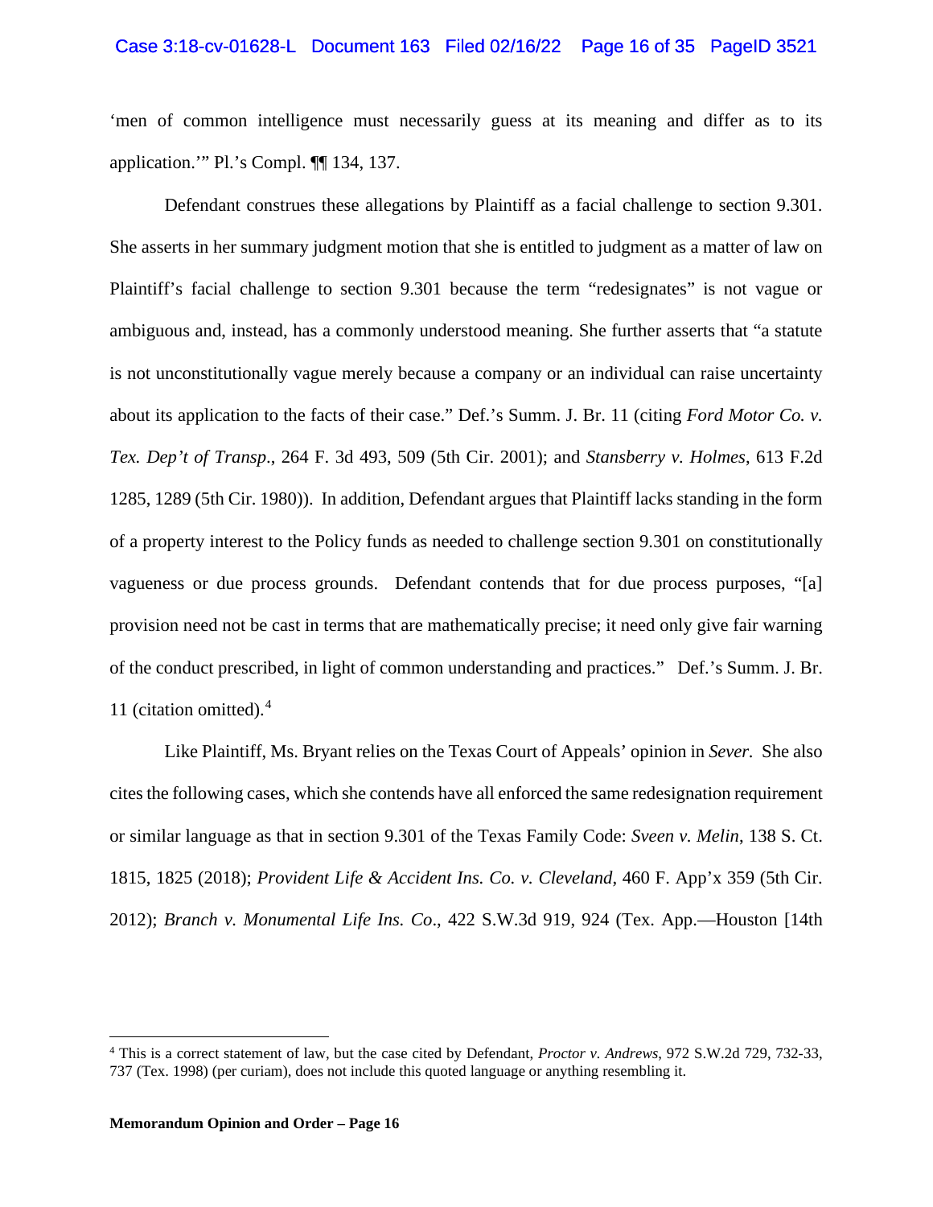'men of common intelligence must necessarily guess at its meaning and differ as to its application.'" Pl.'s Compl. ¶¶ 134, 137.

Defendant construes these allegations by Plaintiff as a facial challenge to section 9.301. She asserts in her summary judgment motion that she is entitled to judgment as a matter of law on Plaintiff's facial challenge to section 9.301 because the term "redesignates" is not vague or ambiguous and, instead, has a commonly understood meaning. She further asserts that "a statute is not unconstitutionally vague merely because a company or an individual can raise uncertainty about its application to the facts of their case." Def.'s Summ. J. Br. 11 (citing *Ford Motor Co. v. Tex. Dep't of Transp*., 264 F. 3d 493, 509 (5th Cir. 2001); and *Stansberry v. Holmes*, 613 F.2d 1285, 1289 (5th Cir. 1980)). In addition, Defendant argues that Plaintiff lacks standing in the form of a property interest to the Policy funds as needed to challenge section 9.301 on constitutionally vagueness or due process grounds. Defendant contends that for due process purposes, "[a] provision need not be cast in terms that are mathematically precise; it need only give fair warning of the conduct prescribed, in light of common understanding and practices." Def.'s Summ. J. Br. 11 (citation omitted).[4]

Like Plaintiff, Ms. Bryant relies on the Texas Court of Appeals' opinion in *Sever*. She also cites the following cases, which she contends have all enforced the same redesignation requirement or similar language as that in section 9.301 of the Texas Family Code: *Sveen v. Melin*, 138 S. Ct. 1815, 1825 (2018); *Provident Life & Accident Ins. Co. v. Cleveland*, 460 F. App'x 359 (5th Cir. 2012); *Branch v. Monumental Life Ins. Co*., 422 S.W.3d 919, 924 (Tex. App.—Houston [14th

[4] This is a correct statement of law, but the case cited by Defendant, *Proctor v. Andrews*, 972 S.W.2d 729, 732-33, 737 (Tex. 1998) (per curiam), does not include this quoted language or anything resembling it.

**Memorandum Opinion and Order – Page 16**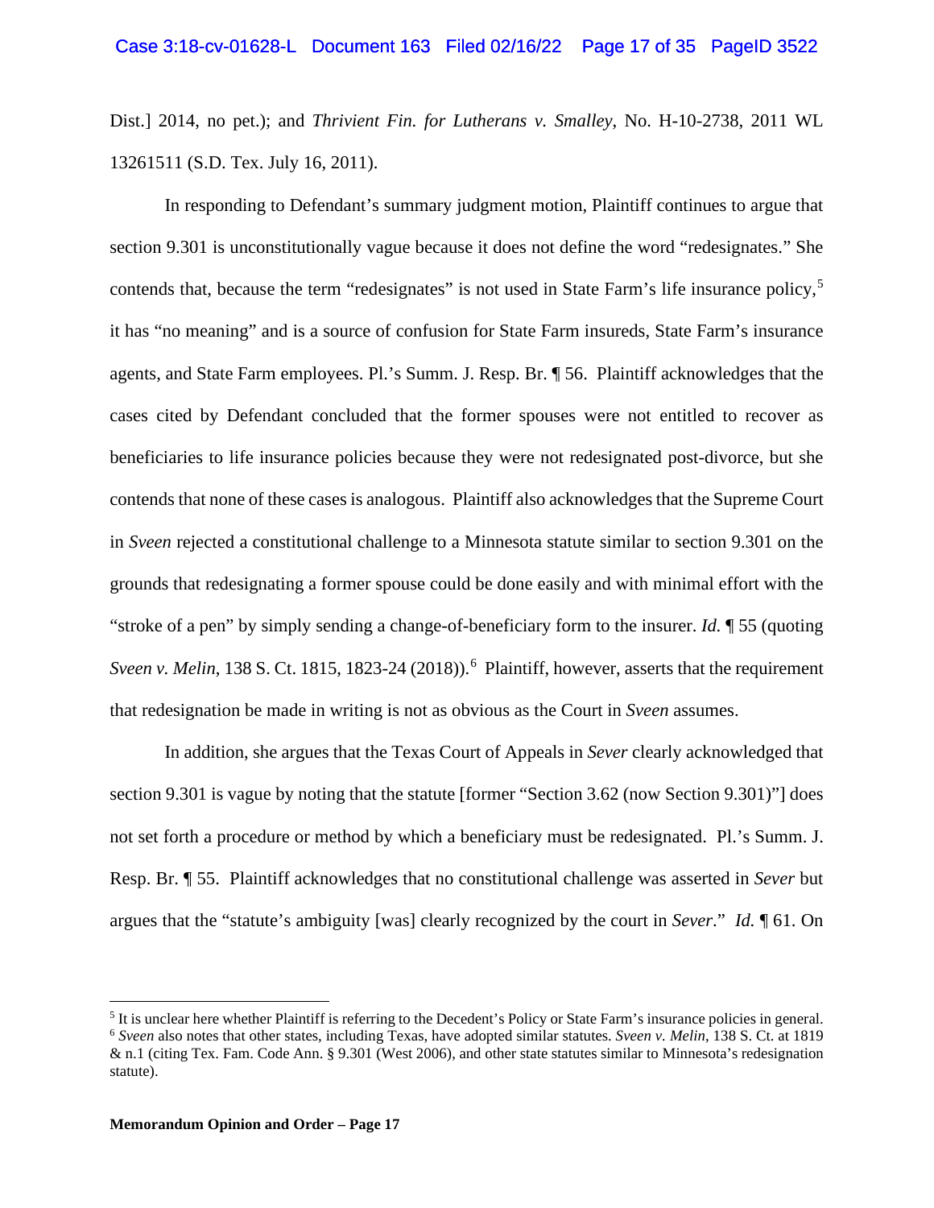Dist.] 2014, no pet.); and *Thrivient Fin. for Lutherans v. Smalley*, No. H-10-2738, 2011 WL 13261511 (S.D. Tex. July 16, 2011).

In responding to Defendant's summary judgment motion, Plaintiff continues to argue that section 9.301 is unconstitutionally vague because it does not define the word "redesignates." She contends that, because the term "redesignates" is not used in State Farm's life insurance policy,[5] it has "no meaning" and is a source of confusion for State Farm insureds, State Farm's insurance agents, and State Farm employees. Pl.'s Summ. J. Resp. Br. ¶ 56. Plaintiff acknowledges that the cases cited by Defendant concluded that the former spouses were not entitled to recover as beneficiaries to life insurance policies because they were not redesignated post-divorce, but she contends that none of these cases is analogous. Plaintiff also acknowledges that the Supreme Court in *Sveen* rejected a constitutional challenge to a Minnesota statute similar to section 9.301 on the grounds that redesignating a former spouse could be done easily and with minimal effort with the "stroke of a pen" by simply sending a change-of-beneficiary form to the insurer. *Id.* ¶ 55 (quoting *Sveen v. Melin*, 138 S. Ct. 1815, 1823-24 (2018)).[6] Plaintiff, however, asserts that the requirement that redesignation be made in writing is not as obvious as the Court in *Sveen* assumes.

In addition, she argues that the Texas Court of Appeals in *Sever* clearly acknowledged that section 9.301 is vague by noting that the statute [former "Section 3.62 (now Section 9.301)"] does not set forth a procedure or method by which a beneficiary must be redesignated. Pl.'s Summ. J. Resp. Br. ¶ 55. Plaintiff acknowledges that no constitutional challenge was asserted in *Sever* but argues that the "statute's ambiguity [was] clearly recognized by the court in *Sever*." *Id.* ¶ 61. On

[5] It is unclear here whether Plaintiff is referring to the Decedent's Policy or State Farm's insurance policies in general.

[6] *Sveen* also notes that other states, including Texas, have adopted similar statutes. *Sveen v. Melin*, 138 S. Ct. at 1819 & n.1 (citing Tex. Fam. Code Ann. § 9.301 (West 2006), and other state statutes similar to Minnesota's redesignation statute).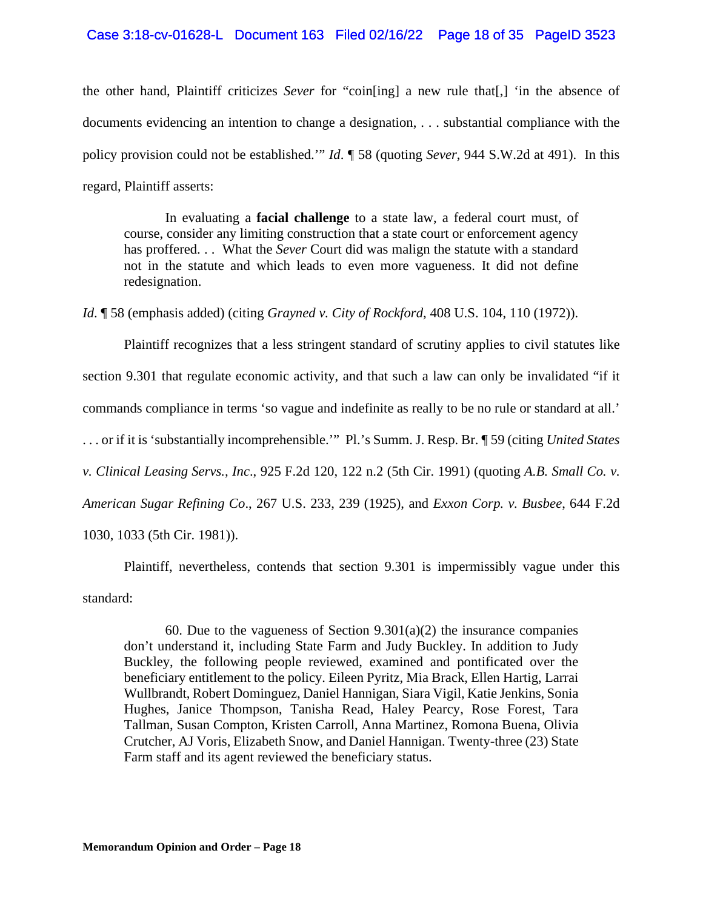the other hand, Plaintiff criticizes *Sever* for "coin[ing] a new rule that[,] 'in the absence of documents evidencing an intention to change a designation, . . . substantial compliance with the policy provision could not be established.'" *Id*. ¶ 58 (quoting *Sever*, 944 S.W.2d at 491). In this regard, Plaintiff asserts:

> In evaluating a **facial challenge** to a state law, a federal court must, of course, consider any limiting construction that a state court or enforcement agency has proffered. . . What the *Sever* Court did was malign the statute with a standard not in the statute and which leads to even more vagueness. It did not define redesignation.

*Id*. ¶ 58 (emphasis added) (citing *Grayned v. City of Rockford*, 408 U.S. 104, 110 (1972)).

Plaintiff recognizes that a less stringent standard of scrutiny applies to civil statutes like section 9.301 that regulate economic activity, and that such a law can only be invalidated "if it commands compliance in terms 'so vague and indefinite as really to be no rule or standard at all.' . . . or if it is 'substantially incomprehensible.'" Pl.'s Summ. J. Resp. Br. ¶ 59 (citing *United States v. Clinical Leasing Servs., Inc*., 925 F.2d 120, 122 n.2 (5th Cir. 1991) (quoting *A.B. Small Co. v. American Sugar Refining Co*., 267 U.S. 233, 239 (1925), and *Exxon Corp. v. Busbee*, 644 F.2d 1030, 1033 (5th Cir. 1981)).

Plaintiff, nevertheless, contends that section 9.301 is impermissibly vague under this standard:

> 60. Due to the vagueness of Section 9.301(a)(2) the insurance companies don't understand it, including State Farm and Judy Buckley. In addition to Judy Buckley, the following people reviewed, examined and pontificated over the beneficiary entitlement to the policy. Eileen Pyritz, Mia Brack, Ellen Hartig, Larrai Wullbrandt, Robert Dominguez, Daniel Hannigan, Siara Vigil, Katie Jenkins, Sonia Hughes, Janice Thompson, Tanisha Read, Haley Pearcy, Rose Forest, Tara Tallman, Susan Compton, Kristen Carroll, Anna Martinez, Romona Buena, Olivia Crutcher, AJ Voris, Elizabeth Snow, and Daniel Hannigan. Twenty-three (23) State Farm staff and its agent reviewed the beneficiary status.

**Memorandum Opinion and Order – Page 18**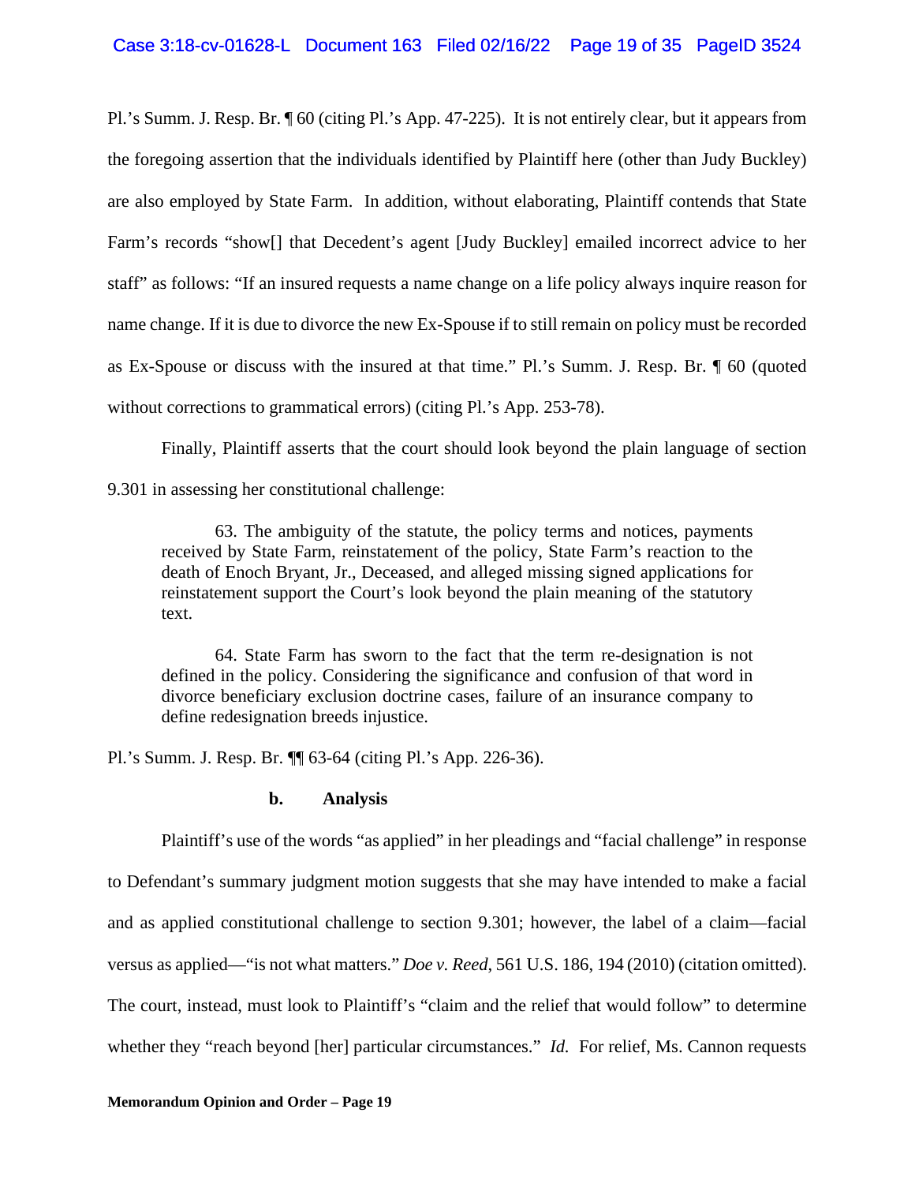Pl.'s Summ. J. Resp. Br. ¶ 60 (citing Pl.'s App. 47-225). It is not entirely clear, but it appears from the foregoing assertion that the individuals identified by Plaintiff here (other than Judy Buckley) are also employed by State Farm. In addition, without elaborating, Plaintiff contends that State Farm's records "show[] that Decedent's agent [Judy Buckley] emailed incorrect advice to her staff" as follows: "If an insured requests a name change on a life policy always inquire reason for name change. If it is due to divorce the new Ex-Spouse if to still remain on policy must be recorded as Ex-Spouse or discuss with the insured at that time." Pl.'s Summ. J. Resp. Br. ¶ 60 (quoted without corrections to grammatical errors) (citing Pl.'s App. 253-78).

Finally, Plaintiff asserts that the court should look beyond the plain language of section 9.301 in assessing her constitutional challenge:

> 63. The ambiguity of the statute, the policy terms and notices, payments received by State Farm, reinstatement of the policy, State Farm's reaction to the death of Enoch Bryant, Jr., Deceased, and alleged missing signed applications for reinstatement support the Court's look beyond the plain meaning of the statutory text.
>
> 64. State Farm has sworn to the fact that the term re-designation is not defined in the policy. Considering the significance and confusion of that word in divorce beneficiary exclusion doctrine cases, failure of an insurance company to define redesignation breeds injustice.

Pl.'s Summ. J. Resp. Br. ¶¶ 63-64 (citing Pl.'s App. 226-36).

#### b. Analysis

Plaintiff's use of the words "as applied" in her pleadings and "facial challenge" in response to Defendant's summary judgment motion suggests that she may have intended to make a facial and as applied constitutional challenge to section 9.301; however, the label of a claim—facial versus as applied—"is not what matters." *Doe v. Reed*, 561 U.S. 186, 194 (2010) (citation omitted). The court, instead, must look to Plaintiff's "claim and the relief that would follow" to determine whether they "reach beyond [her] particular circumstances." *Id.* For relief, Ms. Cannon requests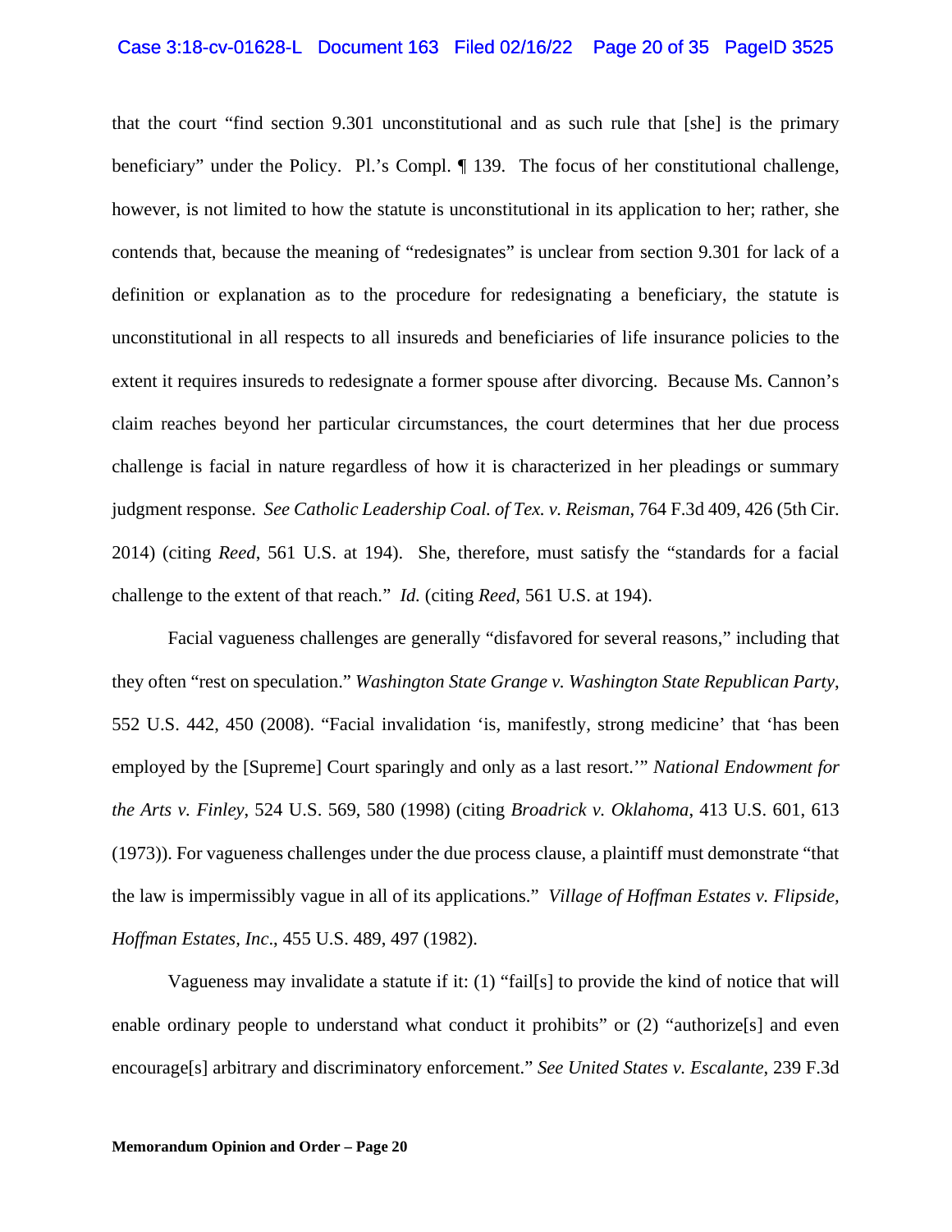that the court "find section 9.301 unconstitutional and as such rule that [she] is the primary beneficiary" under the Policy. Pl.'s Compl. ¶ 139. The focus of her constitutional challenge, however, is not limited to how the statute is unconstitutional in its application to her; rather, she contends that, because the meaning of "redesignates" is unclear from section 9.301 for lack of a definition or explanation as to the procedure for redesignating a beneficiary, the statute is unconstitutional in all respects to all insureds and beneficiaries of life insurance policies to the extent it requires insureds to redesignate a former spouse after divorcing. Because Ms. Cannon's claim reaches beyond her particular circumstances, the court determines that her due process challenge is facial in nature regardless of how it is characterized in her pleadings or summary judgment response. *See Catholic Leadership Coal. of Tex. v. Reisman*, 764 F.3d 409, 426 (5th Cir. 2014) (citing *Reed*, 561 U.S. at 194). She, therefore, must satisfy the "standards for a facial challenge to the extent of that reach." *Id.* (citing *Reed*, 561 U.S. at 194).

Facial vagueness challenges are generally "disfavored for several reasons," including that they often "rest on speculation." *Washington State Grange v. Washington State Republican Party*, 552 U.S. 442, 450 (2008). "Facial invalidation 'is, manifestly, strong medicine' that 'has been employed by the [Supreme] Court sparingly and only as a last resort.'" *National Endowment for the Arts v. Finley*, 524 U.S. 569, 580 (1998) (citing *Broadrick v. Oklahoma*, 413 U.S. 601, 613 (1973)). For vagueness challenges under the due process clause, a plaintiff must demonstrate "that the law is impermissibly vague in all of its applications." *Village of Hoffman Estates v. Flipside, Hoffman Estates, Inc*., 455 U.S. 489, 497 (1982).

Vagueness may invalidate a statute if it: (1) "fail[s] to provide the kind of notice that will enable ordinary people to understand what conduct it prohibits" or (2) "authorize[s] and even encourage[s] arbitrary and discriminatory enforcement." *See United States v. Escalante*, 239 F.3d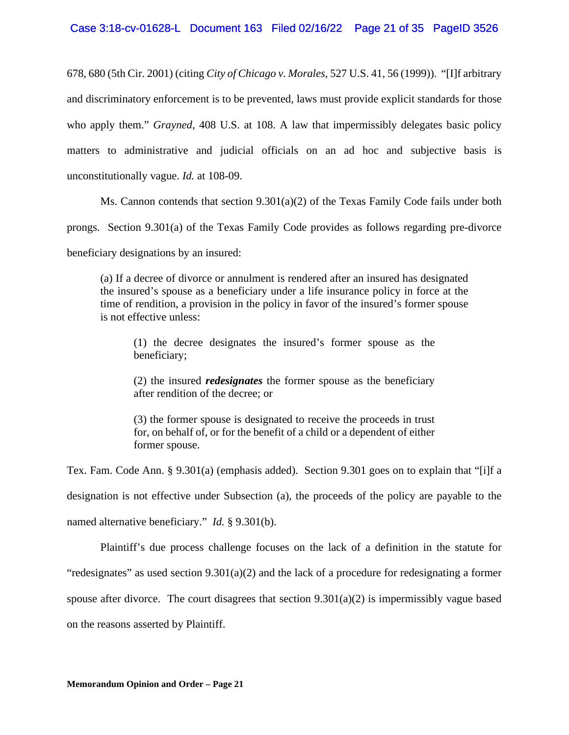678, 680 (5th Cir. 2001) (citing *City of Chicago v. Morales*, 527 U.S. 41, 56 (1999)). "[I]f arbitrary and discriminatory enforcement is to be prevented, laws must provide explicit standards for those who apply them." *Grayned*, 408 U.S. at 108. A law that impermissibly delegates basic policy matters to administrative and judicial officials on an ad hoc and subjective basis is unconstitutionally vague. *Id.* at 108-09.

Ms. Cannon contends that section 9.301(a)(2) of the Texas Family Code fails under both prongs. Section 9.301(a) of the Texas Family Code provides as follows regarding pre-divorce beneficiary designations by an insured:

> (a) If a decree of divorce or annulment is rendered after an insured has designated the insured's spouse as a beneficiary under a life insurance policy in force at the time of rendition, a provision in the policy in favor of the insured's former spouse is not effective unless:
>
> > (1) the decree designates the insured's former spouse as the beneficiary;
> >
> > (2) the insured ***redesignates*** the former spouse as the beneficiary after rendition of the decree; or
> >
> > (3) the former spouse is designated to receive the proceeds in trust for, on behalf of, or for the benefit of a child or a dependent of either former spouse.

Tex. Fam. Code Ann. § 9.301(a) (emphasis added). Section 9.301 goes on to explain that "[i]f a designation is not effective under Subsection (a), the proceeds of the policy are payable to the named alternative beneficiary." *Id.* § 9.301(b).

Plaintiff's due process challenge focuses on the lack of a definition in the statute for "redesignates" as used section 9.301(a)(2) and the lack of a procedure for redesignating a former spouse after divorce. The court disagrees that section 9.301(a)(2) is impermissibly vague based on the reasons asserted by Plaintiff.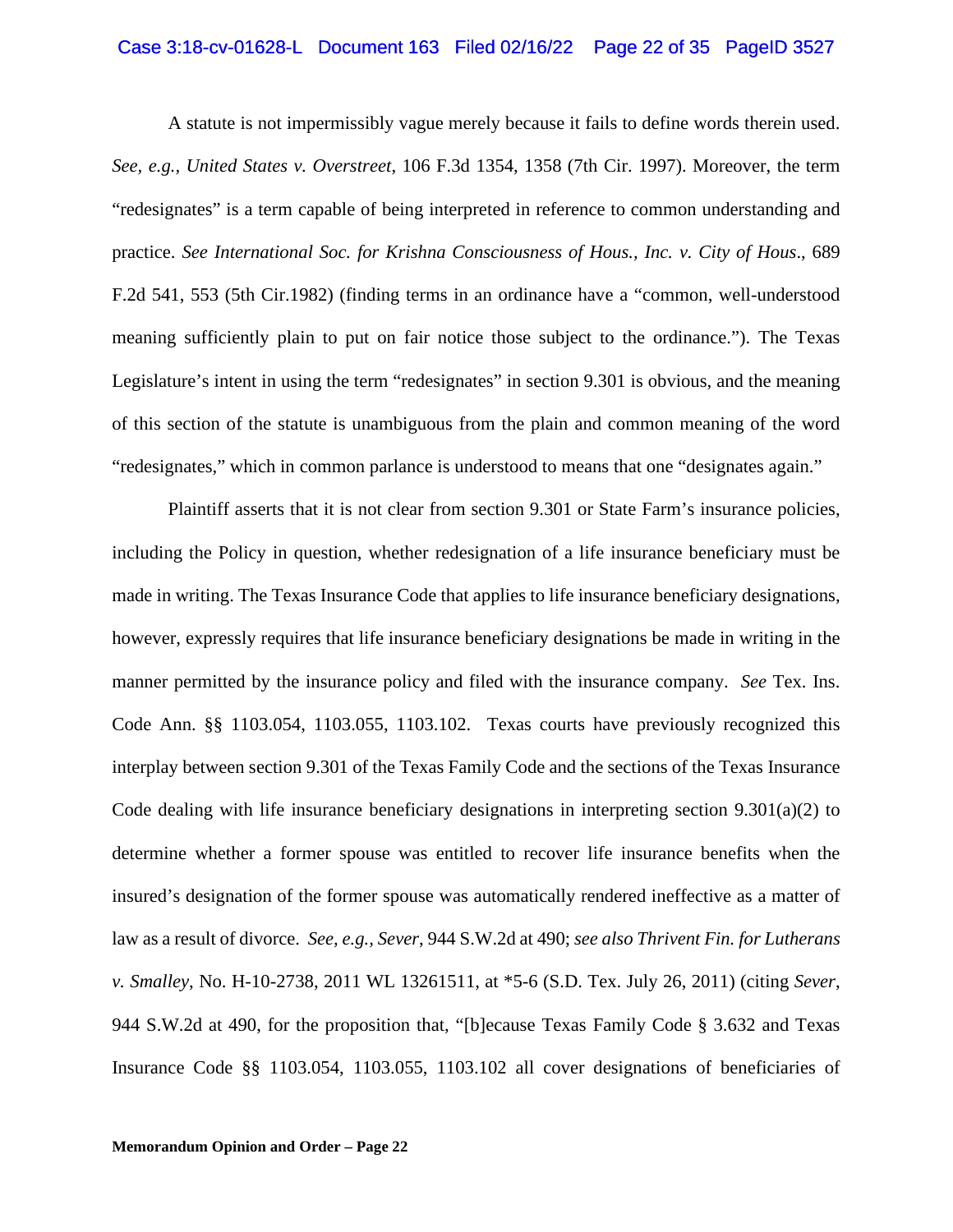A statute is not impermissibly vague merely because it fails to define words therein used. *See, e.g., United States v. Overstreet*, 106 F.3d 1354, 1358 (7th Cir. 1997). Moreover, the term "redesignates" is a term capable of being interpreted in reference to common understanding and practice. *See International Soc. for Krishna Consciousness of Hous., Inc. v. City of Hous*., 689 F.2d 541, 553 (5th Cir.1982) (finding terms in an ordinance have a "common, well-understood meaning sufficiently plain to put on fair notice those subject to the ordinance."). The Texas Legislature's intent in using the term "redesignates" in section 9.301 is obvious, and the meaning of this section of the statute is unambiguous from the plain and common meaning of the word "redesignates," which in common parlance is understood to means that one "designates again."

Plaintiff asserts that it is not clear from section 9.301 or State Farm's insurance policies, including the Policy in question, whether redesignation of a life insurance beneficiary must be made in writing. The Texas Insurance Code that applies to life insurance beneficiary designations, however, expressly requires that life insurance beneficiary designations be made in writing in the manner permitted by the insurance policy and filed with the insurance company. *See* Tex. Ins. Code Ann. §§ 1103.054, 1103.055, 1103.102. Texas courts have previously recognized this interplay between section 9.301 of the Texas Family Code and the sections of the Texas Insurance Code dealing with life insurance beneficiary designations in interpreting section 9.301(a)(2) to determine whether a former spouse was entitled to recover life insurance benefits when the insured's designation of the former spouse was automatically rendered ineffective as a matter of law as a result of divorce. *See, e.g., Sever*, 944 S.W.2d at 490; *see also Thrivent Fin. for Lutherans v. Smalley*, No. H-10-2738, 2011 WL 13261511, at *5-6 (S.D. Tex. July 26, 2011) (citing *Sever*, 944 S.W.2d at 490, for the proposition that, "[b]ecause Texas Family Code § 3.632 and Texas Insurance Code §§ 1103.054, 1103.055, 1103.102 all cover designations of beneficiaries of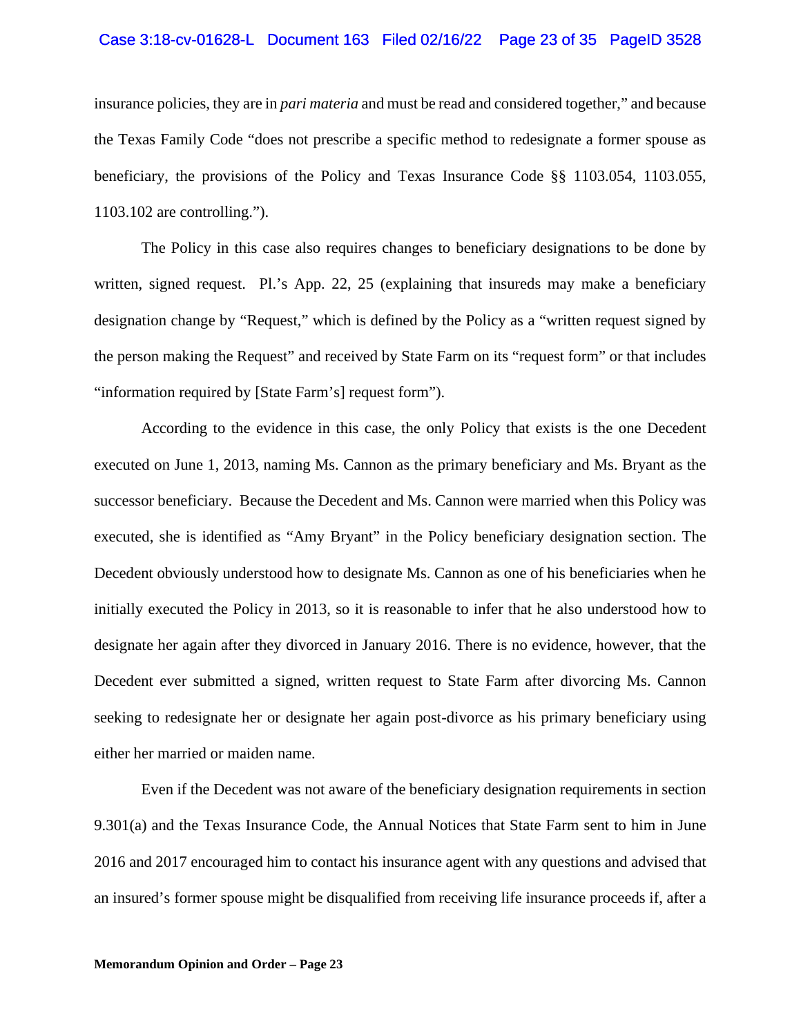insurance policies, they are in *pari materia* and must be read and considered together," and because the Texas Family Code "does not prescribe a specific method to redesignate a former spouse as beneficiary, the provisions of the Policy and Texas Insurance Code §§ 1103.054, 1103.055, 1103.102 are controlling.").

The Policy in this case also requires changes to beneficiary designations to be done by written, signed request. Pl.'s App. 22, 25 (explaining that insureds may make a beneficiary designation change by "Request," which is defined by the Policy as a "written request signed by the person making the Request" and received by State Farm on its "request form" or that includes "information required by [State Farm's] request form").

According to the evidence in this case, the only Policy that exists is the one Decedent executed on June 1, 2013, naming Ms. Cannon as the primary beneficiary and Ms. Bryant as the successor beneficiary. Because the Decedent and Ms. Cannon were married when this Policy was executed, she is identified as "Amy Bryant" in the Policy beneficiary designation section. The Decedent obviously understood how to designate Ms. Cannon as one of his beneficiaries when he initially executed the Policy in 2013, so it is reasonable to infer that he also understood how to designate her again after they divorced in January 2016. There is no evidence, however, that the Decedent ever submitted a signed, written request to State Farm after divorcing Ms. Cannon seeking to redesignate her or designate her again post-divorce as his primary beneficiary using either her married or maiden name.

Even if the Decedent was not aware of the beneficiary designation requirements in section 9.301(a) and the Texas Insurance Code, the Annual Notices that State Farm sent to him in June 2016 and 2017 encouraged him to contact his insurance agent with any questions and advised that an insured's former spouse might be disqualified from receiving life insurance proceeds if, after a

**Memorandum Opinion and Order – Page 23**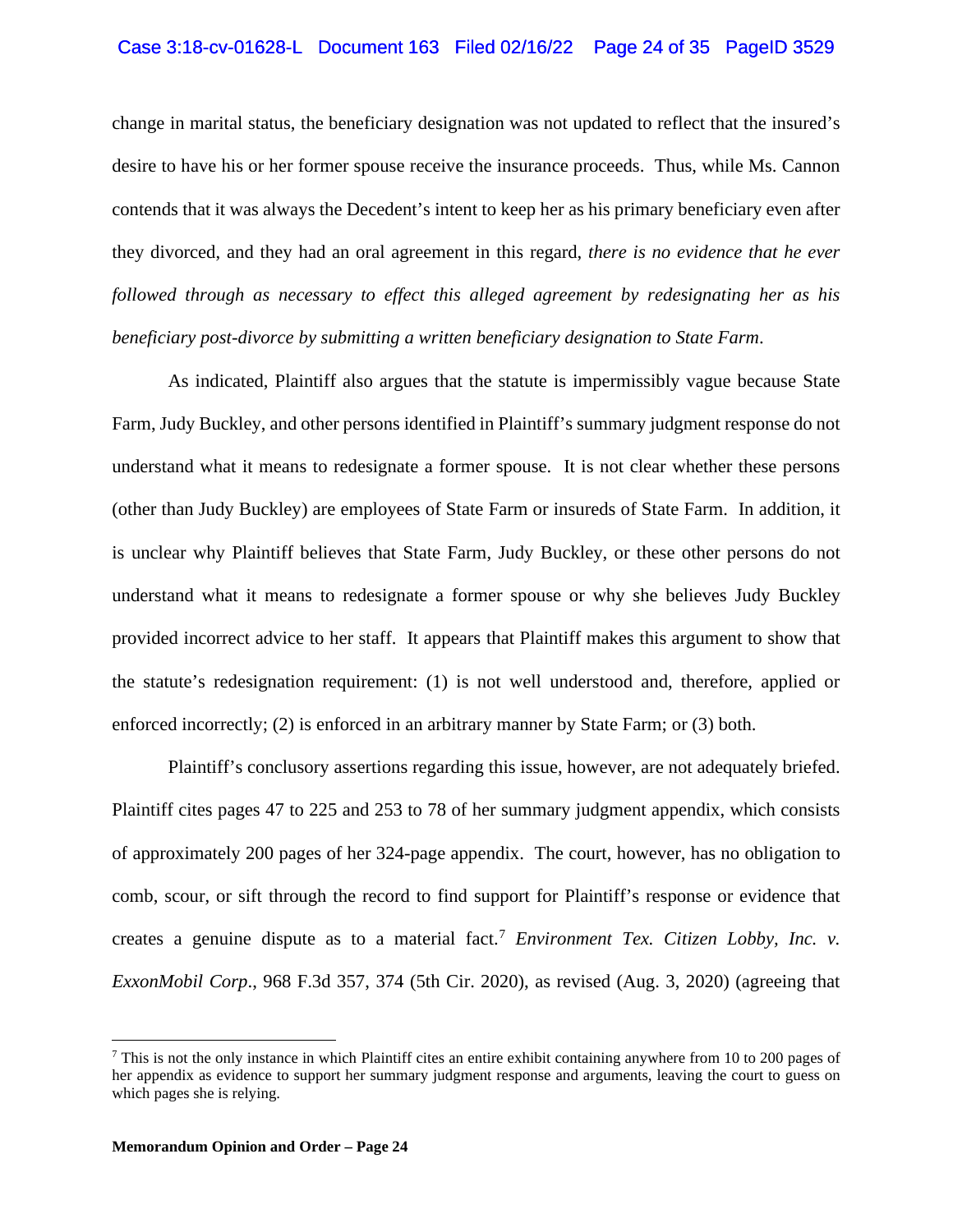change in marital status, the beneficiary designation was not updated to reflect that the insured's desire to have his or her former spouse receive the insurance proceeds. Thus, while Ms. Cannon contends that it was always the Decedent's intent to keep her as his primary beneficiary even after they divorced, and they had an oral agreement in this regard, *there is no evidence that he ever followed through as necessary to effect this alleged agreement by redesignating her as his beneficiary post-divorce by submitting a written beneficiary designation to State Farm*.

As indicated, Plaintiff also argues that the statute is impermissibly vague because State Farm, Judy Buckley, and other persons identified in Plaintiff's summary judgment response do not understand what it means to redesignate a former spouse. It is not clear whether these persons (other than Judy Buckley) are employees of State Farm or insureds of State Farm. In addition, it is unclear why Plaintiff believes that State Farm, Judy Buckley, or these other persons do not understand what it means to redesignate a former spouse or why she believes Judy Buckley provided incorrect advice to her staff. It appears that Plaintiff makes this argument to show that the statute's redesignation requirement: (1) is not well understood and, therefore, applied or enforced incorrectly; (2) is enforced in an arbitrary manner by State Farm; or (3) both.

Plaintiff's conclusory assertions regarding this issue, however, are not adequately briefed. Plaintiff cites pages 47 to 225 and 253 to 78 of her summary judgment appendix, which consists of approximately 200 pages of her 324-page appendix. The court, however, has no obligation to comb, scour, or sift through the record to find support for Plaintiff's response or evidence that creates a genuine dispute as to a material fact.[7] *Environment Tex. Citizen Lobby, Inc. v. ExxonMobil Corp*., 968 F.3d 357, 374 (5th Cir. 2020), as revised (Aug. 3, 2020) (agreeing that

[7] This is not the only instance in which Plaintiff cites an entire exhibit containing anywhere from 10 to 200 pages of her appendix as evidence to support her summary judgment response and arguments, leaving the court to guess on which pages she is relying.

**Memorandum Opinion and Order – Page 24**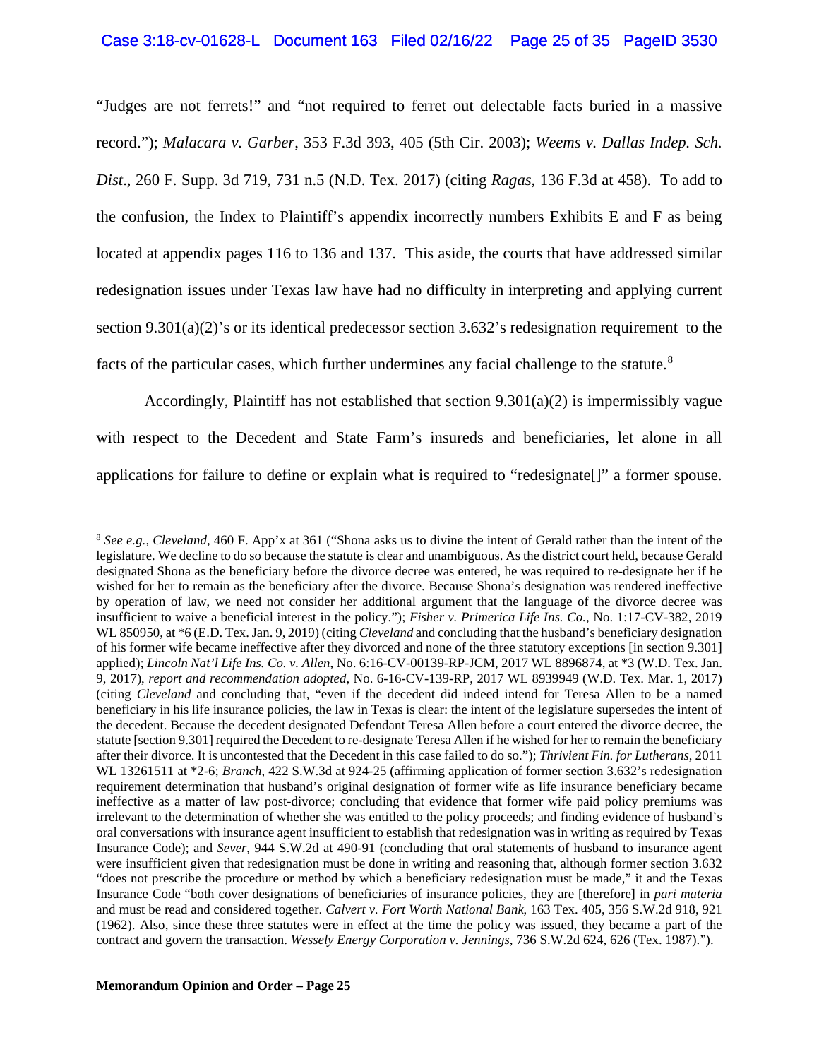"Judges are not ferrets!" and "not required to ferret out delectable facts buried in a massive record."); *Malacara v. Garber*, 353 F.3d 393, 405 (5th Cir. 2003); *Weems v. Dallas Indep. Sch. Dist*., 260 F. Supp. 3d 719, 731 n.5 (N.D. Tex. 2017) (citing *Ragas*, 136 F.3d at 458). To add to the confusion, the Index to Plaintiff's appendix incorrectly numbers Exhibits E and F as being located at appendix pages 116 to 136 and 137. This aside, the courts that have addressed similar redesignation issues under Texas law have had no difficulty in interpreting and applying current section 9.301(a)(2)'s or its identical predecessor section 3.632's redesignation requirement to the facts of the particular cases, which further undermines any facial challenge to the statute.[8]

Accordingly, Plaintiff has not established that section 9.301(a)(2) is impermissibly vague with respect to the Decedent and State Farm's insureds and beneficiaries, let alone in all applications for failure to define or explain what is required to "redesignate[]" a former spouse.

---

[8] *See e.g., Cleveland*, 460 F. App'x at 361 ("Shona asks us to divine the intent of Gerald rather than the intent of the legislature. We decline to do so because the statute is clear and unambiguous. As the district court held, because Gerald designated Shona as the beneficiary before the divorce decree was entered, he was required to re-designate her if he wished for her to remain as the beneficiary after the divorce. Because Shona's designation was rendered ineffective by operation of law, we need not consider her additional argument that the language of the divorce decree was insufficient to waive a beneficial interest in the policy."); *Fisher v. Primerica Life Ins. Co.*, No. 1:17-CV-382, 2019 WL 850950, at *6 (E.D. Tex. Jan. 9, 2019) (citing *Cleveland* and concluding that the husband's beneficiary designation of his former wife became ineffective after they divorced and none of the three statutory exceptions [in section 9.301] applied); *Lincoln Nat'l Life Ins. Co. v. Allen*, No. 6:16-CV-00139-RP-JCM, 2017 WL 8896874, at *3 (W.D. Tex. Jan. 9, 2017), *report and recommendation adopted*, No. 6-16-CV-139-RP, 2017 WL 8939949 (W.D. Tex. Mar. 1, 2017) (citing *Cleveland* and concluding that, "even if the decedent did indeed intend for Teresa Allen to be a named beneficiary in his life insurance policies, the law in Texas is clear: the intent of the legislature supersedes the intent of the decedent. Because the decedent designated Defendant Teresa Allen before a court entered the divorce decree, the statute [section 9.301] required the Decedent to re-designate Teresa Allen if he wished for her to remain the beneficiary after their divorce. It is uncontested that the Decedent in this case failed to do so."); *Thrivient Fin. for Lutherans*, 2011 WL 13261511 at *2-6; *Branch*, 422 S.W.3d at 924-25 (affirming application of former section 3.632's redesignation requirement determination that husband's original designation of former wife as life insurance beneficiary became ineffective as a matter of law post-divorce; concluding that evidence that former wife paid policy premiums was irrelevant to the determination of whether she was entitled to the policy proceeds; and finding evidence of husband's oral conversations with insurance agent insufficient to establish that redesignation was in writing as required by Texas Insurance Code); and *Sever*, 944 S.W.2d at 490-91 (concluding that oral statements of husband to insurance agent were insufficient given that redesignation must be done in writing and reasoning that, although former section 3.632 "does not prescribe the procedure or method by which a beneficiary redesignation must be made," it and the Texas Insurance Code "both cover designations of beneficiaries of insurance policies, they are [therefore] in *pari materia* and must be read and considered together. *Calvert v. Fort Worth National Bank*, 163 Tex. 405, 356 S.W.2d 918, 921 (1962). Also, since these three statutes were in effect at the time the policy was issued, they became a part of the contract and govern the transaction. *Wessely Energy Corporation v. Jennings*, 736 S.W.2d 624, 626 (Tex. 1987).").

**Memorandum Opinion and Order – Page 25**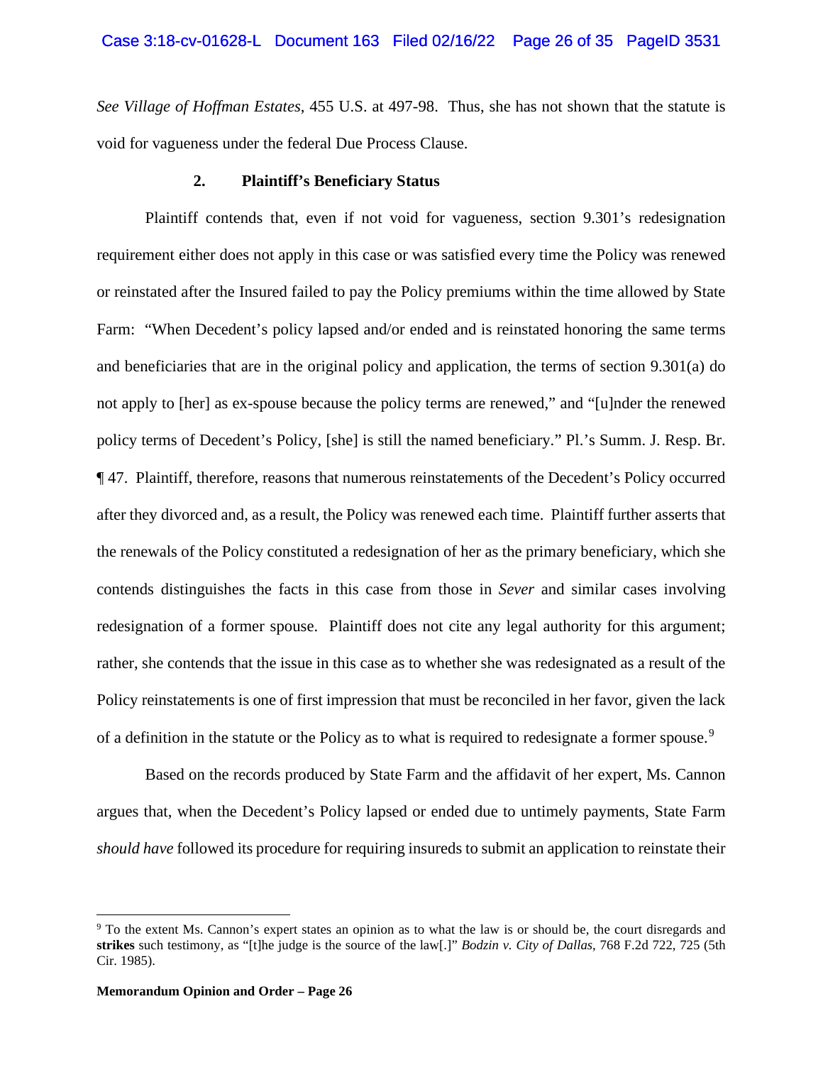*See Village of Hoffman Estates*, 455 U.S. at 497-98. Thus, she has not shown that the statute is void for vagueness under the federal Due Process Clause.

### 2. Plaintiff's Beneficiary Status

Plaintiff contends that, even if not void for vagueness, section 9.301's redesignation requirement either does not apply in this case or was satisfied every time the Policy was renewed or reinstated after the Insured failed to pay the Policy premiums within the time allowed by State Farm: "When Decedent's policy lapsed and/or ended and is reinstated honoring the same terms and beneficiaries that are in the original policy and application, the terms of section 9.301(a) do not apply to [her] as ex-spouse because the policy terms are renewed," and "[u]nder the renewed policy terms of Decedent's Policy, [she] is still the named beneficiary." Pl.'s Summ. J. Resp. Br. ¶ 47. Plaintiff, therefore, reasons that numerous reinstatements of the Decedent's Policy occurred after they divorced and, as a result, the Policy was renewed each time. Plaintiff further asserts that the renewals of the Policy constituted a redesignation of her as the primary beneficiary, which she contends distinguishes the facts in this case from those in *Sever* and similar cases involving redesignation of a former spouse. Plaintiff does not cite any legal authority for this argument; rather, she contends that the issue in this case as to whether she was redesignated as a result of the Policy reinstatements is one of first impression that must be reconciled in her favor, given the lack of a definition in the statute or the Policy as to what is required to redesignate a former spouse.[9]

Based on the records produced by State Farm and the affidavit of her expert, Ms. Cannon argues that, when the Decedent's Policy lapsed or ended due to untimely payments, State Farm *should have* followed its procedure for requiring insureds to submit an application to reinstate their

---

[9] To the extent Ms. Cannon's expert states an opinion as to what the law is or should be, the court disregards and **strikes** such testimony, as "[t]he judge is the source of the law[.]" *Bodzin v. City of Dallas*, 768 F.2d 722, 725 (5th Cir. 1985).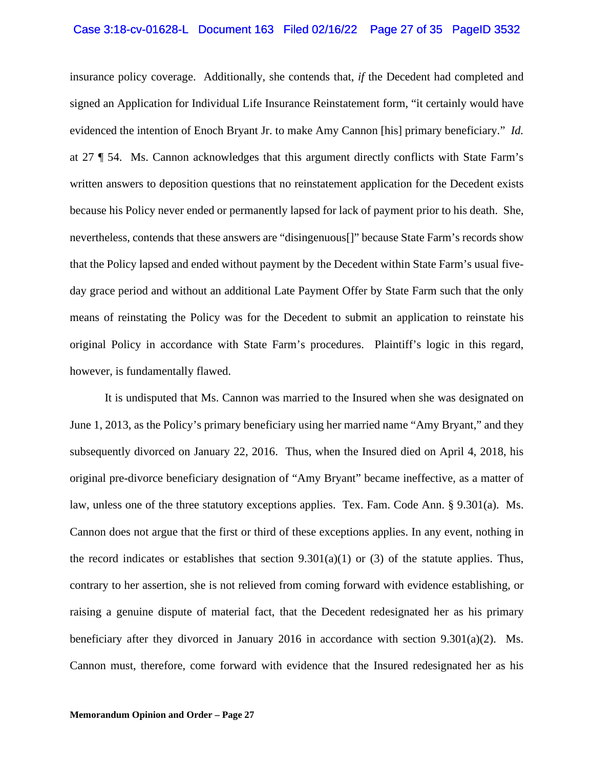insurance policy coverage. Additionally, she contends that, *if* the Decedent had completed and signed an Application for Individual Life Insurance Reinstatement form, "it certainly would have evidenced the intention of Enoch Bryant Jr. to make Amy Cannon [his] primary beneficiary." *Id.* at 27 ¶ 54. Ms. Cannon acknowledges that this argument directly conflicts with State Farm's written answers to deposition questions that no reinstatement application for the Decedent exists because his Policy never ended or permanently lapsed for lack of payment prior to his death. She, nevertheless, contends that these answers are "disingenuous[]" because State Farm's records show that the Policy lapsed and ended without payment by the Decedent within State Farm's usual five-day grace period and without an additional Late Payment Offer by State Farm such that the only means of reinstating the Policy was for the Decedent to submit an application to reinstate his original Policy in accordance with State Farm's procedures. Plaintiff's logic in this regard, however, is fundamentally flawed.

It is undisputed that Ms. Cannon was married to the Insured when she was designated on June 1, 2013, as the Policy's primary beneficiary using her married name "Amy Bryant," and they subsequently divorced on January 22, 2016. Thus, when the Insured died on April 4, 2018, his original pre-divorce beneficiary designation of "Amy Bryant" became ineffective, as a matter of law, unless one of the three statutory exceptions applies. Tex. Fam. Code Ann. § 9.301(a). Ms. Cannon does not argue that the first or third of these exceptions applies. In any event, nothing in the record indicates or establishes that section 9.301(a)(1) or (3) of the statute applies. Thus, contrary to her assertion, she is not relieved from coming forward with evidence establishing, or raising a genuine dispute of material fact, that the Decedent redesignated her as his primary beneficiary after they divorced in January 2016 in accordance with section 9.301(a)(2). Ms. Cannon must, therefore, come forward with evidence that the Insured redesignated her as his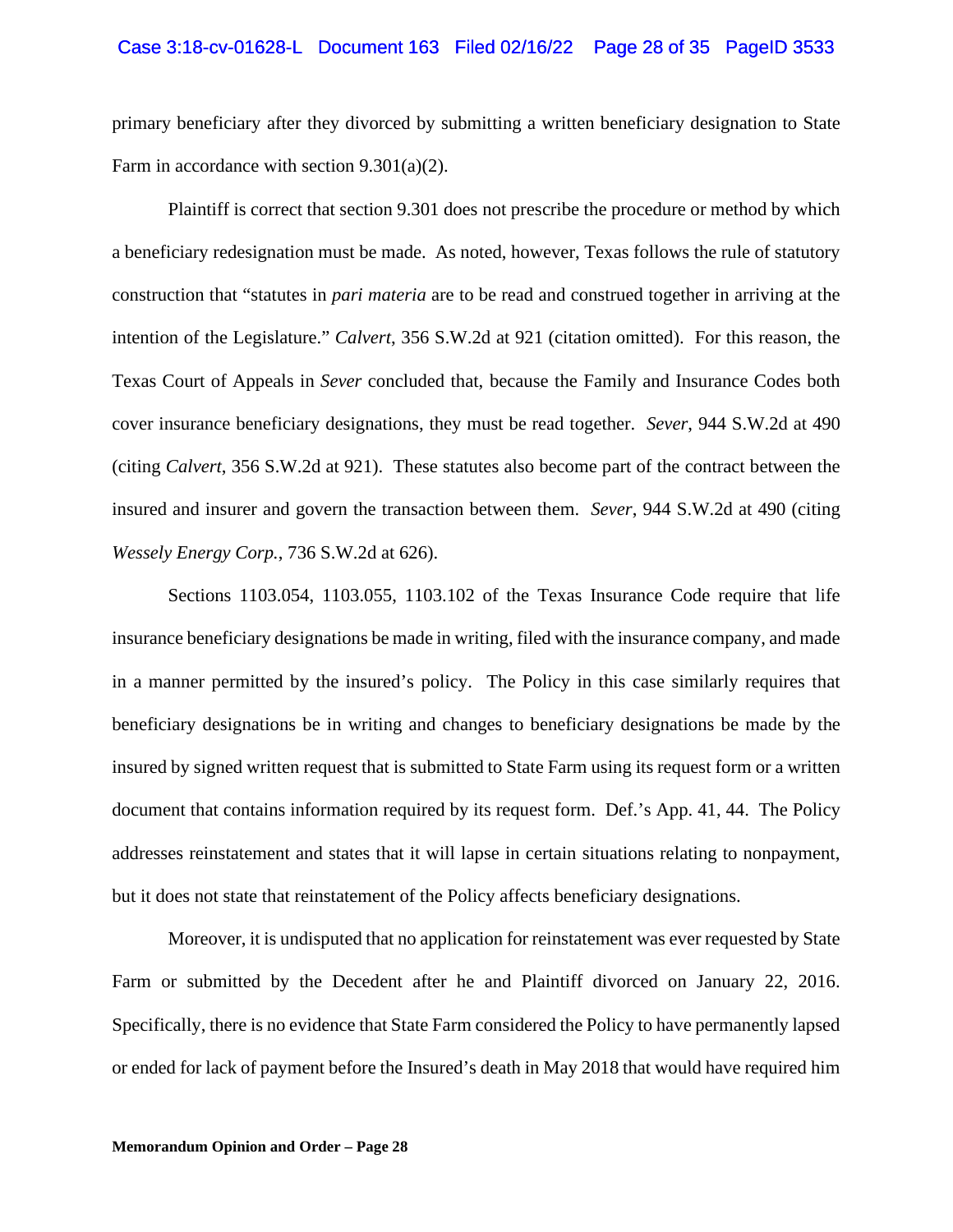primary beneficiary after they divorced by submitting a written beneficiary designation to State Farm in accordance with section 9.301(a)(2).

Plaintiff is correct that section 9.301 does not prescribe the procedure or method by which a beneficiary redesignation must be made. As noted, however, Texas follows the rule of statutory construction that "statutes in *pari materia* are to be read and construed together in arriving at the intention of the Legislature." *Calvert*, 356 S.W.2d at 921 (citation omitted). For this reason, the Texas Court of Appeals in *Sever* concluded that, because the Family and Insurance Codes both cover insurance beneficiary designations, they must be read together. *Sever*, 944 S.W.2d at 490 (citing *Calvert*, 356 S.W.2d at 921). These statutes also become part of the contract between the insured and insurer and govern the transaction between them. *Sever*, 944 S.W.2d at 490 (citing *Wessely Energy Corp.*, 736 S.W.2d at 626).

Sections 1103.054, 1103.055, 1103.102 of the Texas Insurance Code require that life insurance beneficiary designations be made in writing, filed with the insurance company, and made in a manner permitted by the insured's policy. The Policy in this case similarly requires that beneficiary designations be in writing and changes to beneficiary designations be made by the insured by signed written request that is submitted to State Farm using its request form or a written document that contains information required by its request form. Def.'s App. 41, 44. The Policy addresses reinstatement and states that it will lapse in certain situations relating to nonpayment, but it does not state that reinstatement of the Policy affects beneficiary designations.

Moreover, it is undisputed that no application for reinstatement was ever requested by State Farm or submitted by the Decedent after he and Plaintiff divorced on January 22, 2016. Specifically, there is no evidence that State Farm considered the Policy to have permanently lapsed or ended for lack of payment before the Insured's death in May 2018 that would have required him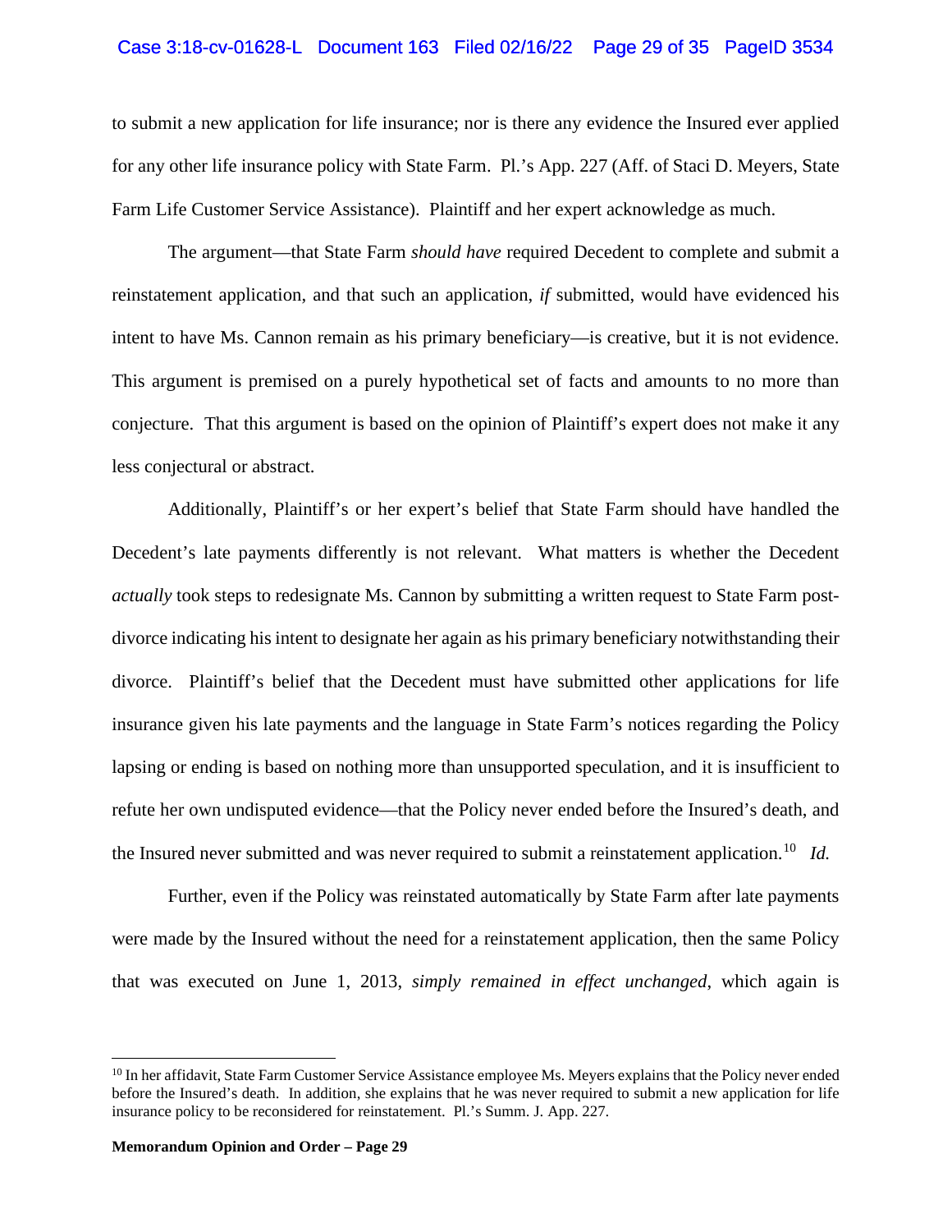to submit a new application for life insurance; nor is there any evidence the Insured ever applied for any other life insurance policy with State Farm. Pl.'s App. 227 (Aff. of Staci D. Meyers, State Farm Life Customer Service Assistance). Plaintiff and her expert acknowledge as much.

The argument—that State Farm *should have* required Decedent to complete and submit a reinstatement application, and that such an application, *if* submitted, would have evidenced his intent to have Ms. Cannon remain as his primary beneficiary—is creative, but it is not evidence. This argument is premised on a purely hypothetical set of facts and amounts to no more than conjecture. That this argument is based on the opinion of Plaintiff's expert does not make it any less conjectural or abstract.

Additionally, Plaintiff's or her expert's belief that State Farm should have handled the Decedent's late payments differently is not relevant. What matters is whether the Decedent *actually* took steps to redesignate Ms. Cannon by submitting a written request to State Farm post-divorce indicating his intent to designate her again as his primary beneficiary notwithstanding their divorce. Plaintiff's belief that the Decedent must have submitted other applications for life insurance given his late payments and the language in State Farm's notices regarding the Policy lapsing or ending is based on nothing more than unsupported speculation, and it is insufficient to refute her own undisputed evidence—that the Policy never ended before the Insured's death, and the Insured never submitted and was never required to submit a reinstatement application.[10] *Id.*

Further, even if the Policy was reinstated automatically by State Farm after late payments were made by the Insured without the need for a reinstatement application, then the same Policy that was executed on June 1, 2013, *simply remained in effect unchanged*, which again is

[10] In her affidavit, State Farm Customer Service Assistance employee Ms. Meyers explains that the Policy never ended before the Insured's death. In addition, she explains that he was never required to submit a new application for life insurance policy to be reconsidered for reinstatement. Pl.'s Summ. J. App. 227.

**Memorandum Opinion and Order – Page 29**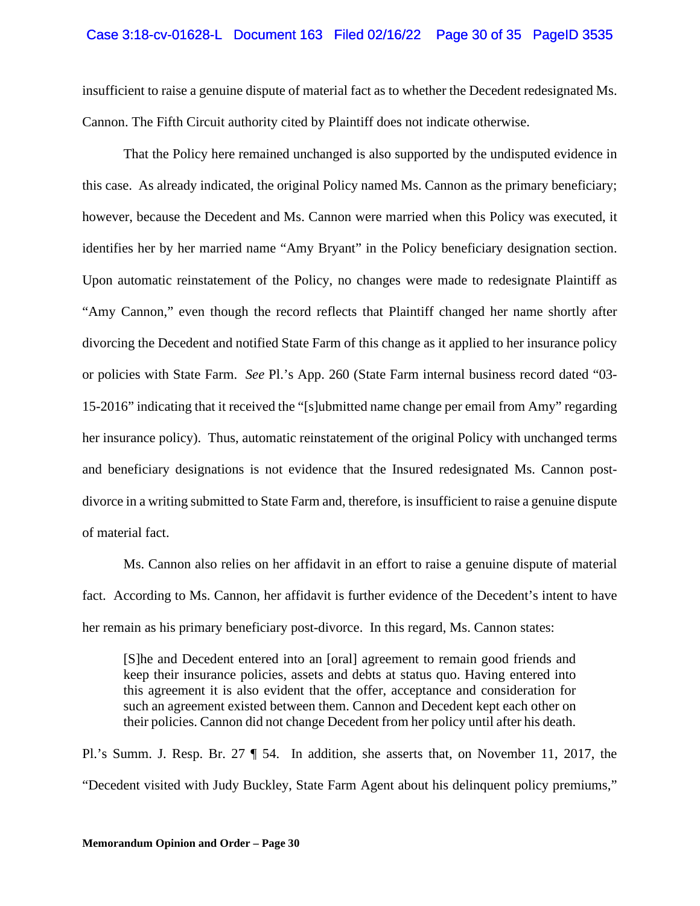insufficient to raise a genuine dispute of material fact as to whether the Decedent redesignated Ms. Cannon. The Fifth Circuit authority cited by Plaintiff does not indicate otherwise.

That the Policy here remained unchanged is also supported by the undisputed evidence in this case. As already indicated, the original Policy named Ms. Cannon as the primary beneficiary; however, because the Decedent and Ms. Cannon were married when this Policy was executed, it identifies her by her married name "Amy Bryant" in the Policy beneficiary designation section. Upon automatic reinstatement of the Policy, no changes were made to redesignate Plaintiff as "Amy Cannon," even though the record reflects that Plaintiff changed her name shortly after divorcing the Decedent and notified State Farm of this change as it applied to her insurance policy or policies with State Farm. *See* Pl.'s App. 260 (State Farm internal business record dated "03-15-2016" indicating that it received the "[s]ubmitted name change per email from Amy" regarding her insurance policy). Thus, automatic reinstatement of the original Policy with unchanged terms and beneficiary designations is not evidence that the Insured redesignated Ms. Cannon post-divorce in a writing submitted to State Farm and, therefore, is insufficient to raise a genuine dispute of material fact.

Ms. Cannon also relies on her affidavit in an effort to raise a genuine dispute of material fact. According to Ms. Cannon, her affidavit is further evidence of the Decedent's intent to have her remain as his primary beneficiary post-divorce. In this regard, Ms. Cannon states:

> [S]he and Decedent entered into an [oral] agreement to remain good friends and keep their insurance policies, assets and debts at status quo. Having entered into this agreement it is also evident that the offer, acceptance and consideration for such an agreement existed between them. Cannon and Decedent kept each other on their policies. Cannon did not change Decedent from her policy until after his death.

Pl.'s Summ. J. Resp. Br. 27 ¶ 54. In addition, she asserts that, on November 11, 2017, the "Decedent visited with Judy Buckley, State Farm Agent about his delinquent policy premiums,"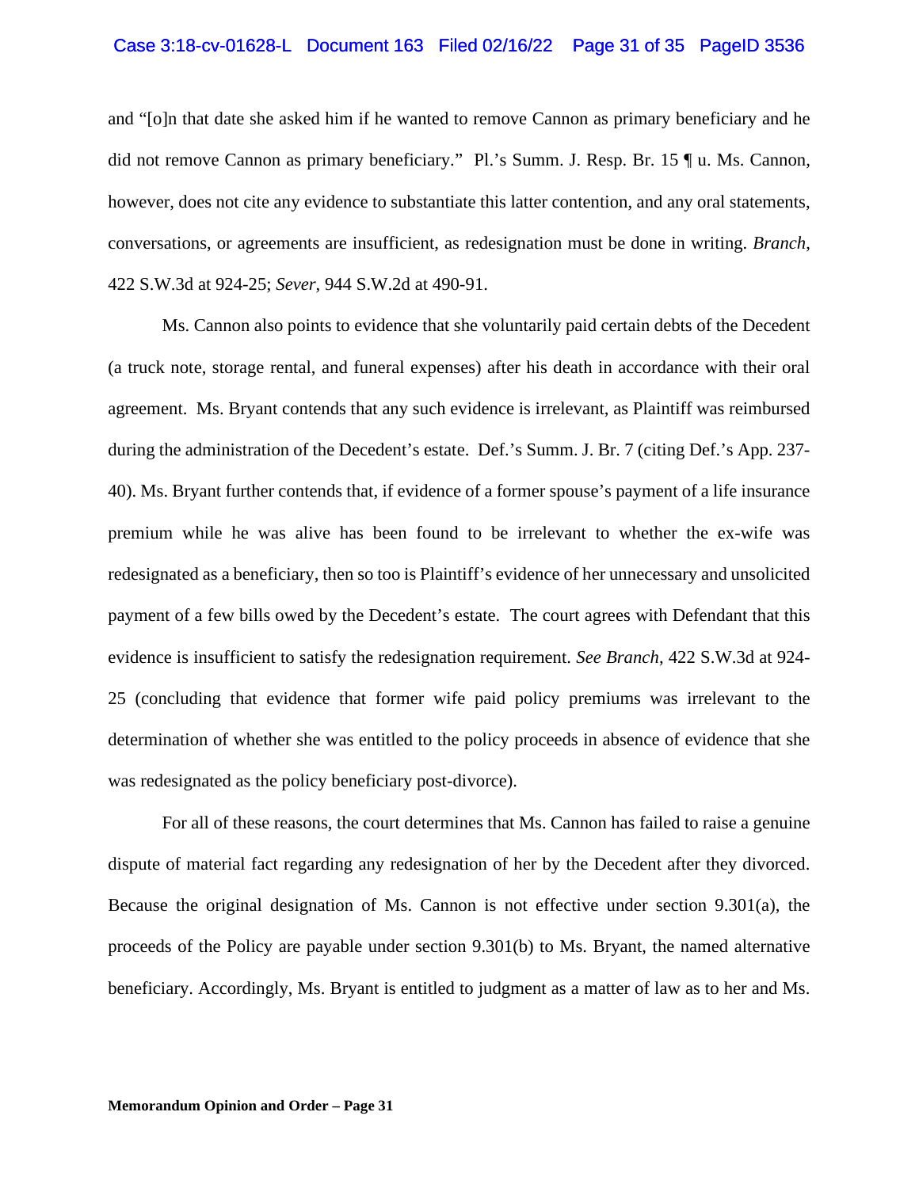and "[o]n that date she asked him if he wanted to remove Cannon as primary beneficiary and he did not remove Cannon as primary beneficiary." Pl.'s Summ. J. Resp. Br. 15 ¶ u. Ms. Cannon, however, does not cite any evidence to substantiate this latter contention, and any oral statements, conversations, or agreements are insufficient, as redesignation must be done in writing. *Branch*, 422 S.W.3d at 924-25; *Sever*, 944 S.W.2d at 490-91.

Ms. Cannon also points to evidence that she voluntarily paid certain debts of the Decedent (a truck note, storage rental, and funeral expenses) after his death in accordance with their oral agreement. Ms. Bryant contends that any such evidence is irrelevant, as Plaintiff was reimbursed during the administration of the Decedent's estate. Def.'s Summ. J. Br. 7 (citing Def.'s App. 237-40). Ms. Bryant further contends that, if evidence of a former spouse's payment of a life insurance premium while he was alive has been found to be irrelevant to whether the ex-wife was redesignated as a beneficiary, then so too is Plaintiff's evidence of her unnecessary and unsolicited payment of a few bills owed by the Decedent's estate. The court agrees with Defendant that this evidence is insufficient to satisfy the redesignation requirement. *See Branch*, 422 S.W.3d at 924-25 (concluding that evidence that former wife paid policy premiums was irrelevant to the determination of whether she was entitled to the policy proceeds in absence of evidence that she was redesignated as the policy beneficiary post-divorce).

For all of these reasons, the court determines that Ms. Cannon has failed to raise a genuine dispute of material fact regarding any redesignation of her by the Decedent after they divorced. Because the original designation of Ms. Cannon is not effective under section 9.301(a), the proceeds of the Policy are payable under section 9.301(b) to Ms. Bryant, the named alternative beneficiary. Accordingly, Ms. Bryant is entitled to judgment as a matter of law as to her and Ms.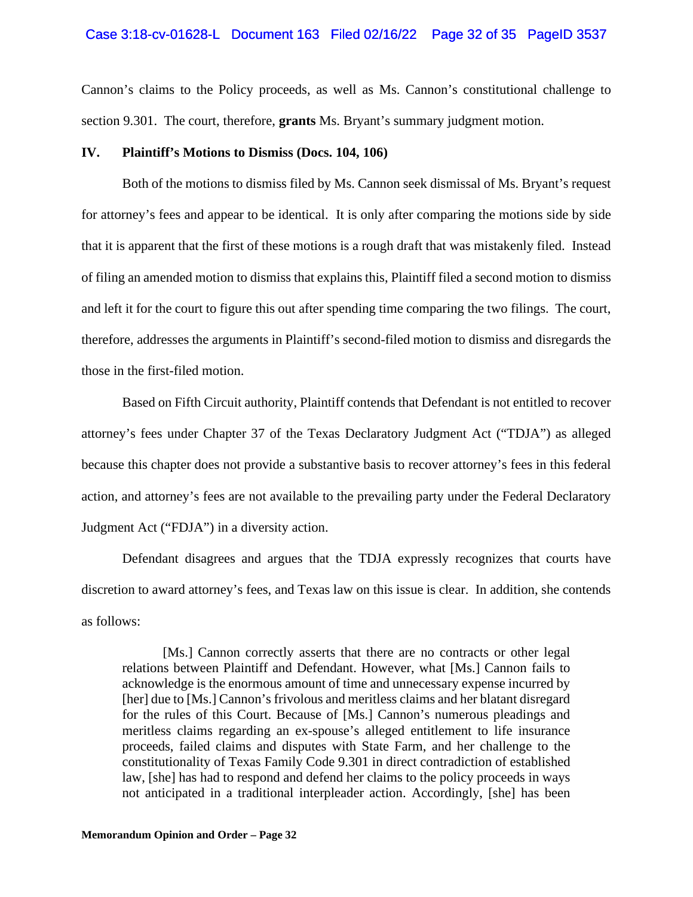Cannon's claims to the Policy proceeds, as well as Ms. Cannon's constitutional challenge to section 9.301. The court, therefore, **grants** Ms. Bryant's summary judgment motion.

## IV. Plaintiff's Motions to Dismiss (Docs. 104, 106)

Both of the motions to dismiss filed by Ms. Cannon seek dismissal of Ms. Bryant's request for attorney's fees and appear to be identical. It is only after comparing the motions side by side that it is apparent that the first of these motions is a rough draft that was mistakenly filed. Instead of filing an amended motion to dismiss that explains this, Plaintiff filed a second motion to dismiss and left it for the court to figure this out after spending time comparing the two filings. The court, therefore, addresses the arguments in Plaintiff's second-filed motion to dismiss and disregards the those in the first-filed motion.

Based on Fifth Circuit authority, Plaintiff contends that Defendant is not entitled to recover attorney's fees under Chapter 37 of the Texas Declaratory Judgment Act ("TDJA") as alleged because this chapter does not provide a substantive basis to recover attorney's fees in this federal action, and attorney's fees are not available to the prevailing party under the Federal Declaratory Judgment Act ("FDJA") in a diversity action.

Defendant disagrees and argues that the TDJA expressly recognizes that courts have discretion to award attorney's fees, and Texas law on this issue is clear. In addition, she contends as follows:

> [Ms.] Cannon correctly asserts that there are no contracts or other legal relations between Plaintiff and Defendant. However, what [Ms.] Cannon fails to acknowledge is the enormous amount of time and unnecessary expense incurred by [her] due to [Ms.] Cannon's frivolous and meritless claims and her blatant disregard for the rules of this Court. Because of [Ms.] Cannon's numerous pleadings and meritless claims regarding an ex-spouse's alleged entitlement to life insurance proceeds, failed claims and disputes with State Farm, and her challenge to the constitutionality of Texas Family Code 9.301 in direct contradiction of established law, [she] has had to respond and defend her claims to the policy proceeds in ways not anticipated in a traditional interpleader action. Accordingly, [she] has been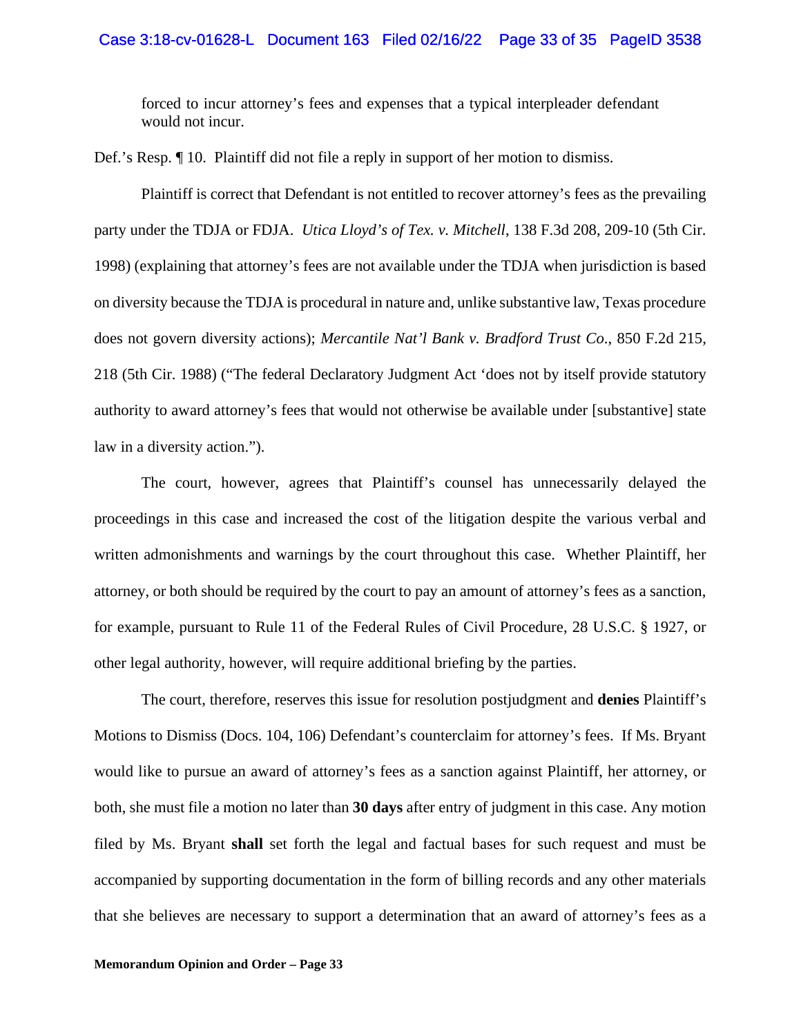> forced to incur attorney's fees and expenses that a typical interpleader defendant would not incur.

Def.'s Resp. ¶ 10. Plaintiff did not file a reply in support of her motion to dismiss.

Plaintiff is correct that Defendant is not entitled to recover attorney's fees as the prevailing party under the TDJA or FDJA. *Utica Lloyd's of Tex. v. Mitchell*, 138 F.3d 208, 209-10 (5th Cir. 1998) (explaining that attorney's fees are not available under the TDJA when jurisdiction is based on diversity because the TDJA is procedural in nature and, unlike substantive law, Texas procedure does not govern diversity actions); *Mercantile Nat'l Bank v. Bradford Trust Co*., 850 F.2d 215, 218 (5th Cir. 1988) ("The federal Declaratory Judgment Act 'does not by itself provide statutory authority to award attorney's fees that would not otherwise be available under [substantive] state law in a diversity action.").

The court, however, agrees that Plaintiff's counsel has unnecessarily delayed the proceedings in this case and increased the cost of the litigation despite the various verbal and written admonishments and warnings by the court throughout this case. Whether Plaintiff, her attorney, or both should be required by the court to pay an amount of attorney's fees as a sanction, for example, pursuant to Rule 11 of the Federal Rules of Civil Procedure, 28 U.S.C. § 1927, or other legal authority, however, will require additional briefing by the parties.

The court, therefore, reserves this issue for resolution postjudgment and **denies** Plaintiff's Motions to Dismiss (Docs. 104, 106) Defendant's counterclaim for attorney's fees. If Ms. Bryant would like to pursue an award of attorney's fees as a sanction against Plaintiff, her attorney, or both, she must file a motion no later than **30 days** after entry of judgment in this case. Any motion filed by Ms. Bryant **shall** set forth the legal and factual bases for such request and must be accompanied by supporting documentation in the form of billing records and any other materials that she believes are necessary to support a determination that an award of attorney's fees as a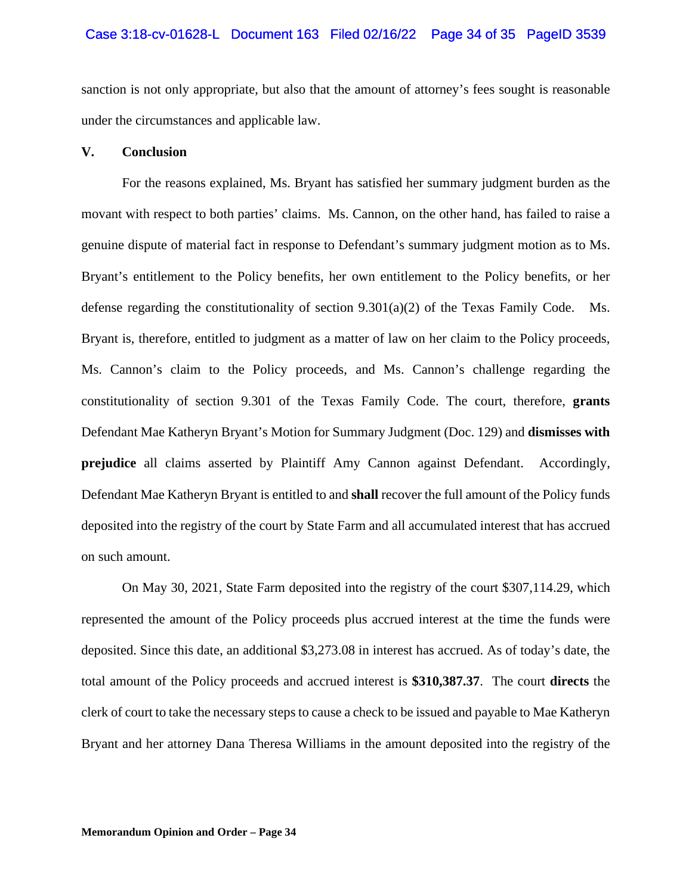sanction is not only appropriate, but also that the amount of attorney's fees sought is reasonable under the circumstances and applicable law.

## V. Conclusion

For the reasons explained, Ms. Bryant has satisfied her summary judgment burden as the movant with respect to both parties' claims. Ms. Cannon, on the other hand, has failed to raise a genuine dispute of material fact in response to Defendant's summary judgment motion as to Ms. Bryant's entitlement to the Policy benefits, her own entitlement to the Policy benefits, or her defense regarding the constitutionality of section 9.301(a)(2) of the Texas Family Code. Ms. Bryant is, therefore, entitled to judgment as a matter of law on her claim to the Policy proceeds, Ms. Cannon's claim to the Policy proceeds, and Ms. Cannon's challenge regarding the constitutionality of section 9.301 of the Texas Family Code. The court, therefore, **grants** Defendant Mae Katheryn Bryant's Motion for Summary Judgment (Doc. 129) and **dismisses with prejudice** all claims asserted by Plaintiff Amy Cannon against Defendant. Accordingly, Defendant Mae Katheryn Bryant is entitled to and **shall** recover the full amount of the Policy funds deposited into the registry of the court by State Farm and all accumulated interest that has accrued on such amount.

On May 30, 2021, State Farm deposited into the registry of the court $307,114.29, which represented the amount of the Policy proceeds plus accrued interest at the time the funds were deposited. Since this date, an additional $3,273.08 in interest has accrued. As of today's date, the total amount of the Policy proceeds and accrued interest is **$310,387.37**. The court **directs** the clerk of court to take the necessary steps to cause a check to be issued and payable to Mae Katheryn Bryant and her attorney Dana Theresa Williams in the amount deposited into the registry of the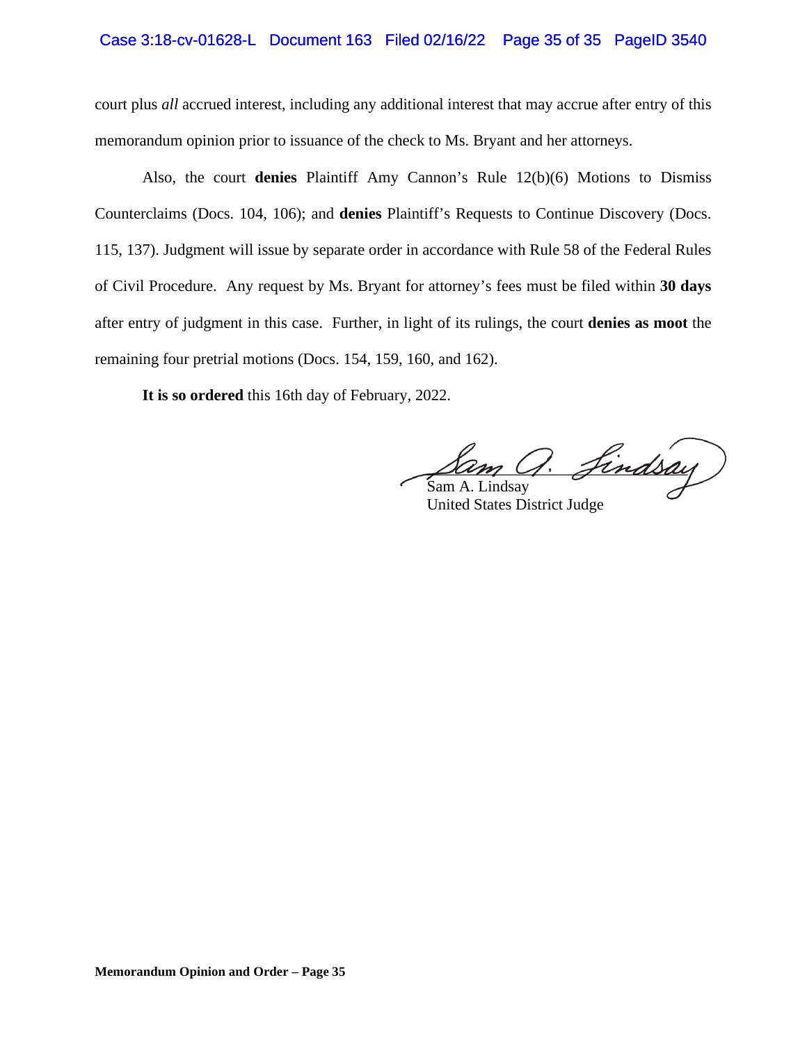court plus *all* accrued interest, including any additional interest that may accrue after entry of this memorandum opinion prior to issuance of the check to Ms. Bryant and her attorneys.

Also, the court **denies** Plaintiff Amy Cannon's Rule 12(b)(6) Motions to Dismiss Counterclaims (Docs. 104, 106); and **denies** Plaintiff's Requests to Continue Discovery (Docs. 115, 137). Judgment will issue by separate order in accordance with Rule 58 of the Federal Rules of Civil Procedure. Any request by Ms. Bryant for attorney's fees must be filed within **30 days** after entry of judgment in this case. Further, in light of its rulings, the court **denies as moot** the remaining four pretrial motions (Docs. 154, 159, 160, and 162).

**It is so ordered** this 16th day of February, 2022.

Sam A. Lindsay
United States District Judge